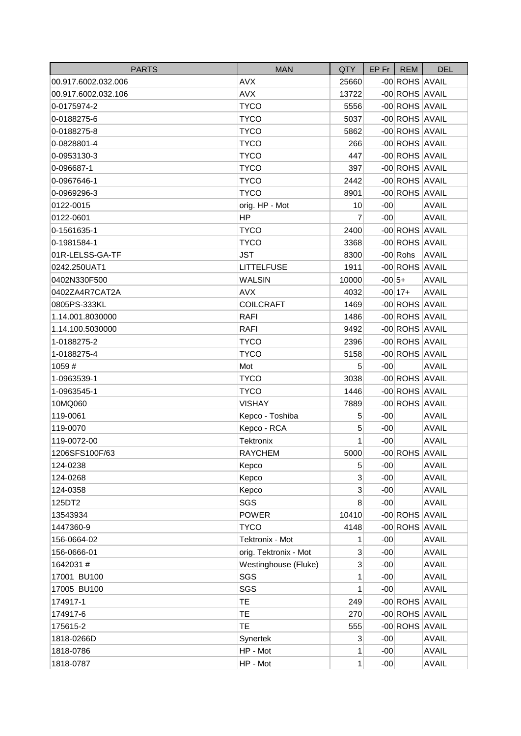| PARTS | MAN | QTY | EP Fr | REM | DEL |
|---|---|---|---|---|---|
| 00.917.6002.032.006 | AVX | 25660 | -00 | ROHS | AVAIL |
| 00.917.6002.032.106 | AVX | 13722 | -00 | ROHS | AVAIL |
| 0-0175974-2 | TYCO | 5556 | -00 | ROHS | AVAIL |
| 0-0188275-6 | TYCO | 5037 | -00 | ROHS | AVAIL |
| 0-0188275-8 | TYCO | 5862 | -00 | ROHS | AVAIL |
| 0-0828801-4 | TYCO | 266 | -00 | ROHS | AVAIL |
| 0-0953130-3 | TYCO | 447 | -00 | ROHS | AVAIL |
| 0-096687-1 | TYCO | 397 | -00 | ROHS | AVAIL |
| 0-0967646-1 | TYCO | 2442 | -00 | ROHS | AVAIL |
| 0-0969296-3 | TYCO | 8901 | -00 | ROHS | AVAIL |
| 0122-0015 | orig. HP - Mot | 10 | -00 | | AVAIL |
| 0122-0601 | HP | 7 | -00 | | AVAIL |
| 0-1561635-1 | TYCO | 2400 | -00 | ROHS | AVAIL |
| 0-1981584-1 | TYCO | 3368 | -00 | ROHS | AVAIL |
| 01R-LELSS-GA-TF | JST | 8300 | -00 | Rohs | AVAIL |
| 0242.250UAT1 | LITTELFUSE | 1911 | -00 | ROHS | AVAIL |
| 0402N330F500 | WALSIN | 10000 | -00 | 5+ | AVAIL |
| 0402ZA4R7CAT2A | AVX | 4032 | -00 | 17+ | AVAIL |
| 0805PS-333KL | COILCRAFT | 1469 | -00 | ROHS | AVAIL |
| 1.14.001.8030000 | RAFI | 1486 | -00 | ROHS | AVAIL |
| 1.14.100.5030000 | RAFI | 9492 | -00 | ROHS | AVAIL |
| 1-0188275-2 | TYCO | 2396 | -00 | ROHS | AVAIL |
| 1-0188275-4 | TYCO | 5158 | -00 | ROHS | AVAIL |
| 1059 # | Mot | 5 | -00 | | AVAIL |
| 1-0963539-1 | TYCO | 3038 | -00 | ROHS | AVAIL |
| 1-0963545-1 | TYCO | 1446 | -00 | ROHS | AVAIL |
| 10MQ060 | VISHAY | 7889 | -00 | ROHS | AVAIL |
| 119-0061 | Kepco - Toshiba | 5 | -00 | | AVAIL |
| 119-0070 | Kepco - RCA | 5 | -00 | | AVAIL |
| 119-0072-00 | Tektronix | 1 | -00 | | AVAIL |
| 1206SFS100F/63 | RAYCHEM | 5000 | -00 | ROHS | AVAIL |
| 124-0238 | Kepco | 5 | -00 | | AVAIL |
| 124-0268 | Kepco | 3 | -00 | | AVAIL |
| 124-0358 | Kepco | 3 | -00 | | AVAIL |
| 125DT2 | SGS | 8 | -00 | | AVAIL |
| 13543934 | POWER | 10410 | -00 | ROHS | AVAIL |
| 1447360-9 | TYCO | 4148 | -00 | ROHS | AVAIL |
| 156-0664-02 | Tektronix - Mot | 1 | -00 | | AVAIL |
| 156-0666-01 | orig. Tektronix - Mot | 3 | -00 | | AVAIL |
| 1642031 # | Westinghouse (Fluke) | 3 | -00 | | AVAIL |
| 17001 BU100 | SGS | 1 | -00 | | AVAIL |
| 17005 BU100 | SGS | 1 | -00 | | AVAIL |
| 174917-1 | TE | 249 | -00 | ROHS | AVAIL |
| 174917-6 | TE | 270 | -00 | ROHS | AVAIL |
| 175615-2 | TE | 555 | -00 | ROHS | AVAIL |
| 1818-0266D | Synertek | 3 | -00 | | AVAIL |
| 1818-0786 | HP - Mot | 1 | -00 | | AVAIL |
| 1818-0787 | HP - Mot | 1 | -00 | | AVAIL |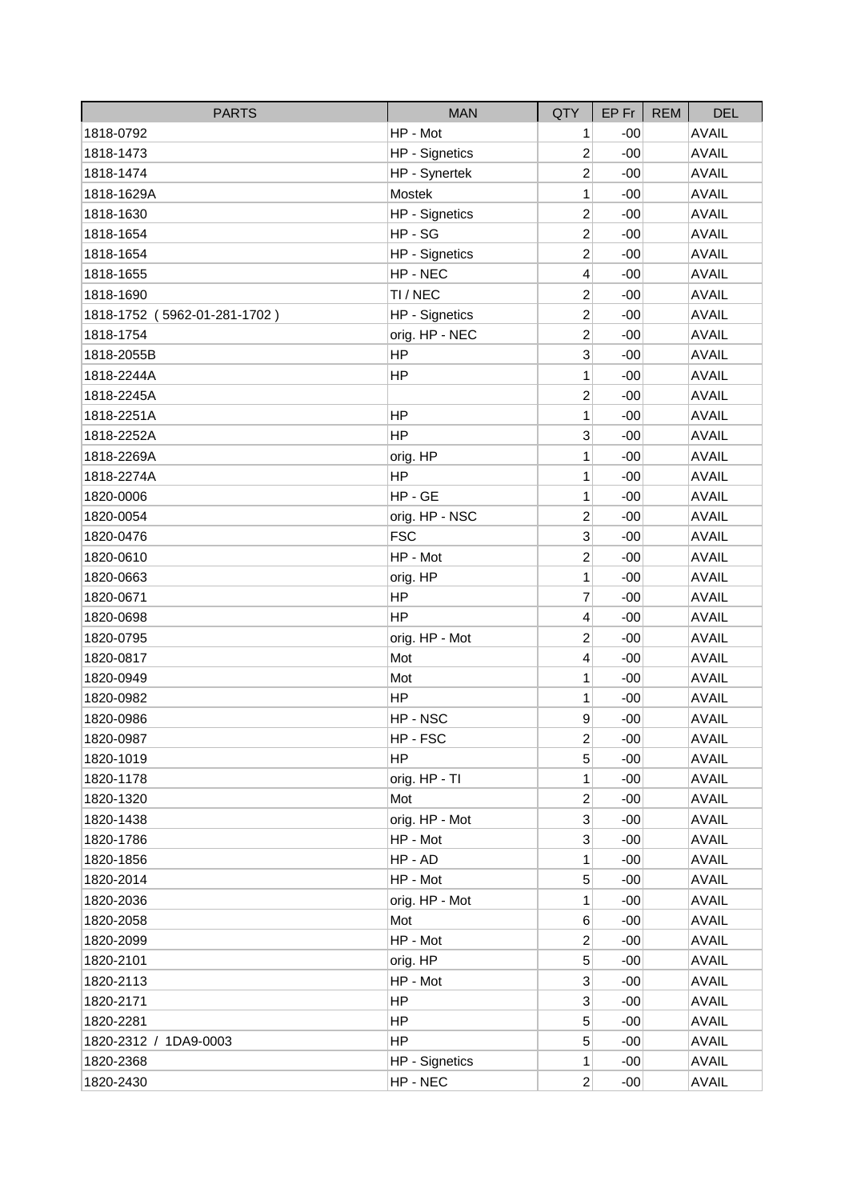| PARTS | MAN | QTY | EP Fr | REM | DEL |
|---|---|---|---|---|---|
| 1818-0792 | HP - Mot | 1 | -00 | | AVAIL |
| 1818-1473 | HP - Signetics | 2 | -00 | | AVAIL |
| 1818-1474 | HP - Synertek | 2 | -00 | | AVAIL |
| 1818-1629A | Mostek | 1 | -00 | | AVAIL |
| 1818-1630 | HP - Signetics | 2 | -00 | | AVAIL |
| 1818-1654 | HP - SG | 2 | -00 | | AVAIL |
| 1818-1654 | HP - Signetics | 2 | -00 | | AVAIL |
| 1818-1655 | HP - NEC | 4 | -00 | | AVAIL |
| 1818-1690 | TI / NEC | 2 | -00 | | AVAIL |
| 1818-1752 ( 5962-01-281-1702 ) | HP - Signetics | 2 | -00 | | AVAIL |
| 1818-1754 | orig. HP - NEC | 2 | -00 | | AVAIL |
| 1818-2055B | HP | 3 | -00 | | AVAIL |
| 1818-2244A | HP | 1 | -00 | | AVAIL |
| 1818-2245A | | 2 | -00 | | AVAIL |
| 1818-2251A | HP | 1 | -00 | | AVAIL |
| 1818-2252A | HP | 3 | -00 | | AVAIL |
| 1818-2269A | orig. HP | 1 | -00 | | AVAIL |
| 1818-2274A | HP | 1 | -00 | | AVAIL |
| 1820-0006 | HP - GE | 1 | -00 | | AVAIL |
| 1820-0054 | orig. HP - NSC | 2 | -00 | | AVAIL |
| 1820-0476 | FSC | 3 | -00 | | AVAIL |
| 1820-0610 | HP - Mot | 2 | -00 | | AVAIL |
| 1820-0663 | orig. HP | 1 | -00 | | AVAIL |
| 1820-0671 | HP | 7 | -00 | | AVAIL |
| 1820-0698 | HP | 4 | -00 | | AVAIL |
| 1820-0795 | orig. HP - Mot | 2 | -00 | | AVAIL |
| 1820-0817 | Mot | 4 | -00 | | AVAIL |
| 1820-0949 | Mot | 1 | -00 | | AVAIL |
| 1820-0982 | HP | 1 | -00 | | AVAIL |
| 1820-0986 | HP - NSC | 9 | -00 | | AVAIL |
| 1820-0987 | HP - FSC | 2 | -00 | | AVAIL |
| 1820-1019 | HP | 5 | -00 | | AVAIL |
| 1820-1178 | orig. HP - TI | 1 | -00 | | AVAIL |
| 1820-1320 | Mot | 2 | -00 | | AVAIL |
| 1820-1438 | orig. HP - Mot | 3 | -00 | | AVAIL |
| 1820-1786 | HP - Mot | 3 | -00 | | AVAIL |
| 1820-1856 | HP - AD | 1 | -00 | | AVAIL |
| 1820-2014 | HP - Mot | 5 | -00 | | AVAIL |
| 1820-2036 | orig. HP - Mot | 1 | -00 | | AVAIL |
| 1820-2058 | Mot | 6 | -00 | | AVAIL |
| 1820-2099 | HP - Mot | 2 | -00 | | AVAIL |
| 1820-2101 | orig. HP | 5 | -00 | | AVAIL |
| 1820-2113 | HP - Mot | 3 | -00 | | AVAIL |
| 1820-2171 | HP | 3 | -00 | | AVAIL |
| 1820-2281 | HP | 5 | -00 | | AVAIL |
| 1820-2312 / 1DA9-0003 | HP | 5 | -00 | | AVAIL |
| 1820-2368 | HP - Signetics | 1 | -00 | | AVAIL |
| 1820-2430 | HP - NEC | 2 | -00 | | AVAIL |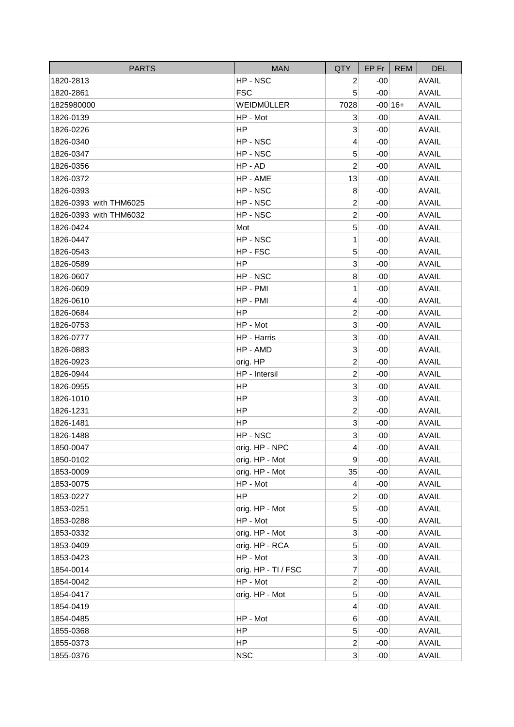| PARTS | MAN | QTY | EP Fr | REM | DEL |
|---|---|---|---|---|---|
| 1820-2813 | HP - NSC | 2 | -00 | | AVAIL |
| 1820-2861 | FSC | 5 | -00 | | AVAIL |
| 1825980000 | WEIDMÜLLER | 7028 | -00 | 16+ | AVAIL |
| 1826-0139 | HP - Mot | 3 | -00 | | AVAIL |
| 1826-0226 | HP | 3 | -00 | | AVAIL |
| 1826-0340 | HP - NSC | 4 | -00 | | AVAIL |
| 1826-0347 | HP - NSC | 5 | -00 | | AVAIL |
| 1826-0356 | HP - AD | 2 | -00 | | AVAIL |
| 1826-0372 | HP - AME | 13 | -00 | | AVAIL |
| 1826-0393 | HP - NSC | 8 | -00 | | AVAIL |
| 1826-0393 with THM6025 | HP - NSC | 2 | -00 | | AVAIL |
| 1826-0393 with THM6032 | HP - NSC | 2 | -00 | | AVAIL |
| 1826-0424 | Mot | 5 | -00 | | AVAIL |
| 1826-0447 | HP - NSC | 1 | -00 | | AVAIL |
| 1826-0543 | HP - FSC | 5 | -00 | | AVAIL |
| 1826-0589 | HP | 3 | -00 | | AVAIL |
| 1826-0607 | HP - NSC | 8 | -00 | | AVAIL |
| 1826-0609 | HP - PMI | 1 | -00 | | AVAIL |
| 1826-0610 | HP - PMI | 4 | -00 | | AVAIL |
| 1826-0684 | HP | 2 | -00 | | AVAIL |
| 1826-0753 | HP - Mot | 3 | -00 | | AVAIL |
| 1826-0777 | HP - Harris | 3 | -00 | | AVAIL |
| 1826-0883 | HP - AMD | 3 | -00 | | AVAIL |
| 1826-0923 | orig. HP | 2 | -00 | | AVAIL |
| 1826-0944 | HP - Intersil | 2 | -00 | | AVAIL |
| 1826-0955 | HP | 3 | -00 | | AVAIL |
| 1826-1010 | HP | 3 | -00 | | AVAIL |
| 1826-1231 | HP | 2 | -00 | | AVAIL |
| 1826-1481 | HP | 3 | -00 | | AVAIL |
| 1826-1488 | HP - NSC | 3 | -00 | | AVAIL |
| 1850-0047 | orig. HP - NPC | 4 | -00 | | AVAIL |
| 1850-0102 | orig. HP - Mot | 9 | -00 | | AVAIL |
| 1853-0009 | orig. HP - Mot | 35 | -00 | | AVAIL |
| 1853-0075 | HP - Mot | 4 | -00 | | AVAIL |
| 1853-0227 | HP | 2 | -00 | | AVAIL |
| 1853-0251 | orig. HP - Mot | 5 | -00 | | AVAIL |
| 1853-0288 | HP - Mot | 5 | -00 | | AVAIL |
| 1853-0332 | orig. HP - Mot | 3 | -00 | | AVAIL |
| 1853-0409 | orig. HP - RCA | 5 | -00 | | AVAIL |
| 1853-0423 | HP - Mot | 3 | -00 | | AVAIL |
| 1854-0014 | orig. HP - TI / FSC | 7 | -00 | | AVAIL |
| 1854-0042 | HP - Mot | 2 | -00 | | AVAIL |
| 1854-0417 | orig. HP - Mot | 5 | -00 | | AVAIL |
| 1854-0419 | | 4 | -00 | | AVAIL |
| 1854-0485 | HP - Mot | 6 | -00 | | AVAIL |
| 1855-0368 | HP | 5 | -00 | | AVAIL |
| 1855-0373 | HP | 2 | -00 | | AVAIL |
| 1855-0376 | NSC | 3 | -00 | | AVAIL |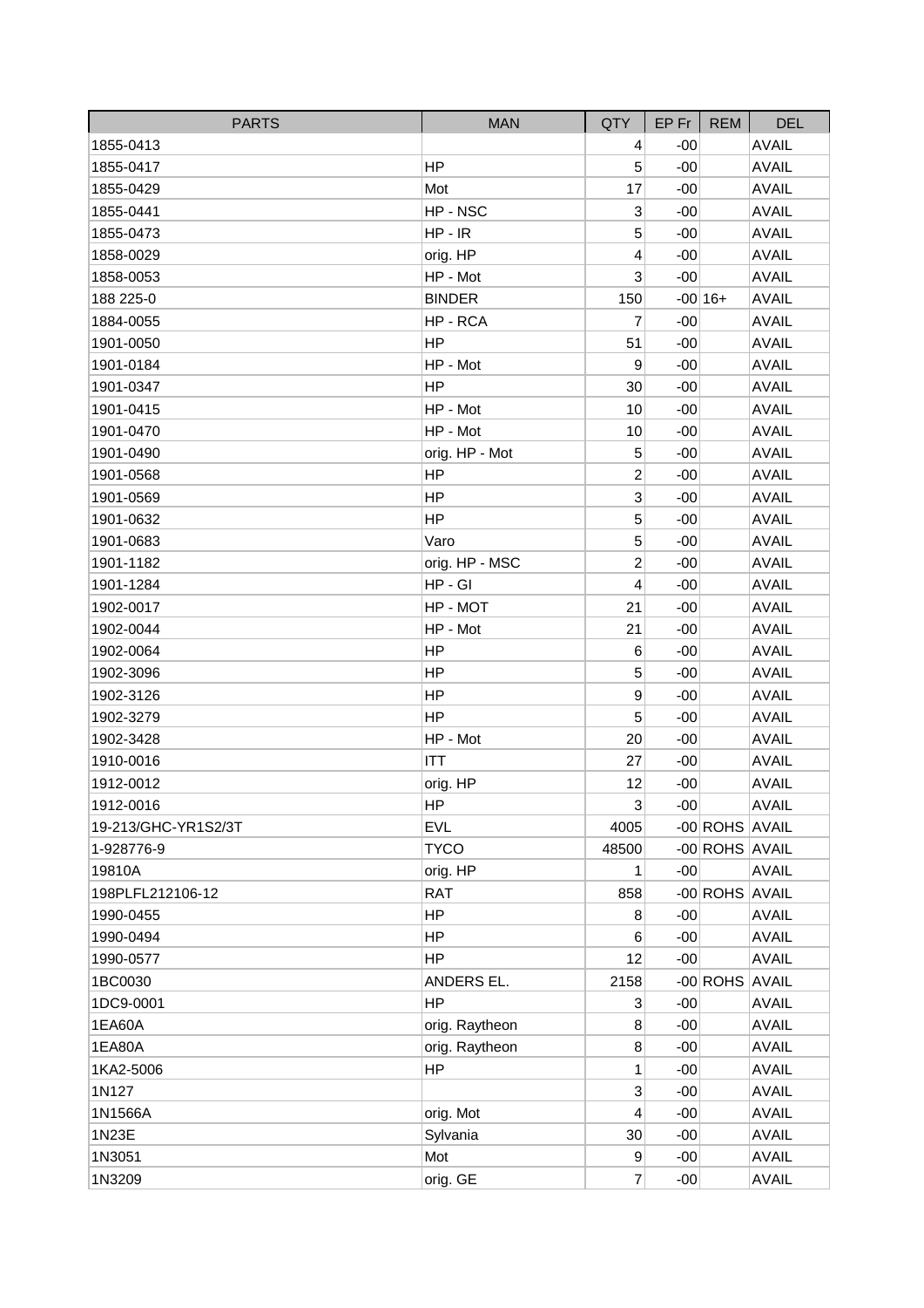| PARTS | MAN | QTY | EP Fr | REM | DEL |
|---|---|---|---|---|---|
| 1855-0413 | | 4 | -00 | | AVAIL |
| 1855-0417 | HP | 5 | -00 | | AVAIL |
| 1855-0429 | Mot | 17 | -00 | | AVAIL |
| 1855-0441 | HP - NSC | 3 | -00 | | AVAIL |
| 1855-0473 | HP - IR | 5 | -00 | | AVAIL |
| 1858-0029 | orig. HP | 4 | -00 | | AVAIL |
| 1858-0053 | HP - Mot | 3 | -00 | | AVAIL |
| 188 225-0 | BINDER | 150 | -00 | 16+ | AVAIL |
| 1884-0055 | HP - RCA | 7 | -00 | | AVAIL |
| 1901-0050 | HP | 51 | -00 | | AVAIL |
| 1901-0184 | HP - Mot | 9 | -00 | | AVAIL |
| 1901-0347 | HP | 30 | -00 | | AVAIL |
| 1901-0415 | HP - Mot | 10 | -00 | | AVAIL |
| 1901-0470 | HP - Mot | 10 | -00 | | AVAIL |
| 1901-0490 | orig. HP - Mot | 5 | -00 | | AVAIL |
| 1901-0568 | HP | 2 | -00 | | AVAIL |
| 1901-0569 | HP | 3 | -00 | | AVAIL |
| 1901-0632 | HP | 5 | -00 | | AVAIL |
| 1901-0683 | Varo | 5 | -00 | | AVAIL |
| 1901-1182 | orig. HP - MSC | 2 | -00 | | AVAIL |
| 1901-1284 | HP - GI | 4 | -00 | | AVAIL |
| 1902-0017 | HP - MOT | 21 | -00 | | AVAIL |
| 1902-0044 | HP - Mot | 21 | -00 | | AVAIL |
| 1902-0064 | HP | 6 | -00 | | AVAIL |
| 1902-3096 | HP | 5 | -00 | | AVAIL |
| 1902-3126 | HP | 9 | -00 | | AVAIL |
| 1902-3279 | HP | 5 | -00 | | AVAIL |
| 1902-3428 | HP - Mot | 20 | -00 | | AVAIL |
| 1910-0016 | ITT | 27 | -00 | | AVAIL |
| 1912-0012 | orig. HP | 12 | -00 | | AVAIL |
| 1912-0016 | HP | 3 | -00 | | AVAIL |
| 19-213/GHC-YR1S2/3T | EVL | 4005 | -00 | ROHS | AVAIL |
| 1-928776-9 | TYCO | 48500 | -00 | ROHS | AVAIL |
| 19810A | orig. HP | 1 | -00 | | AVAIL |
| 198PLFL212106-12 | RAT | 858 | -00 | ROHS | AVAIL |
| 1990-0455 | HP | 8 | -00 | | AVAIL |
| 1990-0494 | HP | 6 | -00 | | AVAIL |
| 1990-0577 | HP | 12 | -00 | | AVAIL |
| 1BC0030 | ANDERS EL. | 2158 | -00 | ROHS | AVAIL |
| 1DC9-0001 | HP | 3 | -00 | | AVAIL |
| 1EA60A | orig. Raytheon | 8 | -00 | | AVAIL |
| 1EA80A | orig. Raytheon | 8 | -00 | | AVAIL |
| 1KA2-5006 | HP | 1 | -00 | | AVAIL |
| 1N127 | | 3 | -00 | | AVAIL |
| 1N1566A | orig. Mot | 4 | -00 | | AVAIL |
| 1N23E | Sylvania | 30 | -00 | | AVAIL |
| 1N3051 | Mot | 9 | -00 | | AVAIL |
| 1N3209 | orig. GE | 7 | -00 | | AVAIL |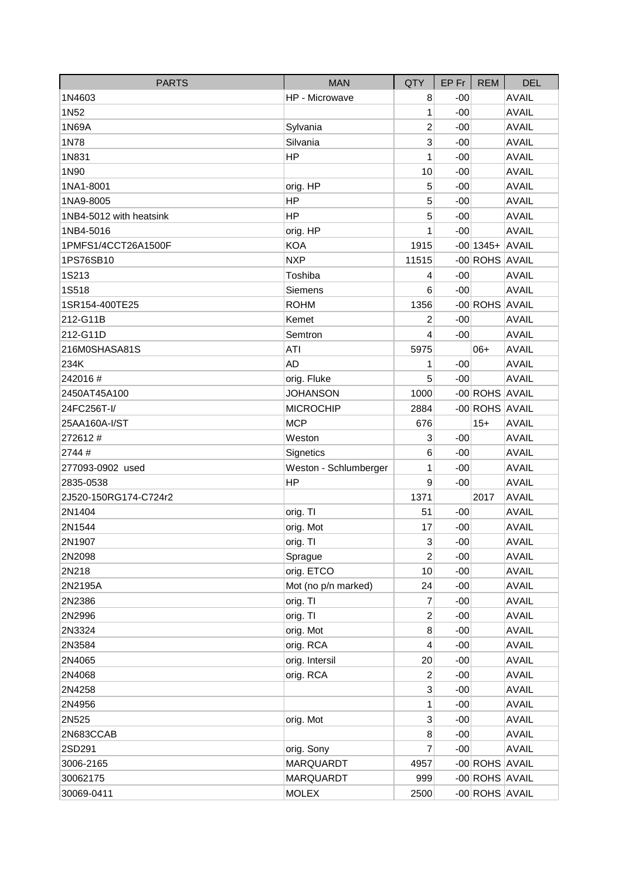| PARTS | MAN | QTY | EP Fr | REM | DEL |
|---|---|---|---|---|---|
| 1N4603 | HP - Microwave | 8 | -00 | | AVAIL |
| 1N52 | | 1 | -00 | | AVAIL |
| 1N69A | Sylvania | 2 | -00 | | AVAIL |
| 1N78 | Silvania | 3 | -00 | | AVAIL |
| 1N831 | HP | 1 | -00 | | AVAIL |
| 1N90 | | 10 | -00 | | AVAIL |
| 1NA1-8001 | orig. HP | 5 | -00 | | AVAIL |
| 1NA9-8005 | HP | 5 | -00 | | AVAIL |
| 1NB4-5012 with heatsink | HP | 5 | -00 | | AVAIL |
| 1NB4-5016 | orig. HP | 1 | -00 | | AVAIL |
| 1PMFS1/4CCT26A1500F | KOA | 1915 | -00 | 1345+ | AVAIL |
| 1PS76SB10 | NXP | 11515 | -00 | ROHS | AVAIL |
| 1S213 | Toshiba | 4 | -00 | | AVAIL |
| 1S518 | Siemens | 6 | -00 | | AVAIL |
| 1SR154-400TE25 | ROHM | 1356 | -00 | ROHS | AVAIL |
| 212-G11B | Kemet | 2 | -00 | | AVAIL |
| 212-G11D | Semtron | 4 | -00 | | AVAIL |
| 216M0SHASA81S | ATI | 5975 | | 06+ | AVAIL |
| 234K | AD | 1 | -00 | | AVAIL |
| 242016 # | orig. Fluke | 5 | -00 | | AVAIL |
| 2450AT45A100 | JOHANSON | 1000 | -00 | ROHS | AVAIL |
| 24FC256T-I/ | MICROCHIP | 2884 | -00 | ROHS | AVAIL |
| 25AA160A-I/ST | MCP | 676 | | 15+ | AVAIL |
| 272612 # | Weston | 3 | -00 | | AVAIL |
| 2744 # | Signetics | 6 | -00 | | AVAIL |
| 277093-0902 used | Weston - Schlumberger | 1 | -00 | | AVAIL |
| 2835-0538 | HP | 9 | -00 | | AVAIL |
| 2J520-150RG174-C724r2 | | 1371 | | 2017 | AVAIL |
| 2N1404 | orig. TI | 51 | -00 | | AVAIL |
| 2N1544 | orig. Mot | 17 | -00 | | AVAIL |
| 2N1907 | orig. TI | 3 | -00 | | AVAIL |
| 2N2098 | Sprague | 2 | -00 | | AVAIL |
| 2N218 | orig. ETCO | 10 | -00 | | AVAIL |
| 2N2195A | Mot (no p/n marked) | 24 | -00 | | AVAIL |
| 2N2386 | orig. TI | 7 | -00 | | AVAIL |
| 2N2996 | orig. TI | 2 | -00 | | AVAIL |
| 2N3324 | orig. Mot | 8 | -00 | | AVAIL |
| 2N3584 | orig. RCA | 4 | -00 | | AVAIL |
| 2N4065 | orig. Intersil | 20 | -00 | | AVAIL |
| 2N4068 | orig. RCA | 2 | -00 | | AVAIL |
| 2N4258 | | 3 | -00 | | AVAIL |
| 2N4956 | | 1 | -00 | | AVAIL |
| 2N525 | orig. Mot | 3 | -00 | | AVAIL |
| 2N683CCAB | | 8 | -00 | | AVAIL |
| 2SD291 | orig. Sony | 7 | -00 | | AVAIL |
| 3006-2165 | MARQUARDT | 4957 | -00 | ROHS | AVAIL |
| 30062175 | MARQUARDT | 999 | -00 | ROHS | AVAIL |
| 30069-0411 | MOLEX | 2500 | -00 | ROHS | AVAIL |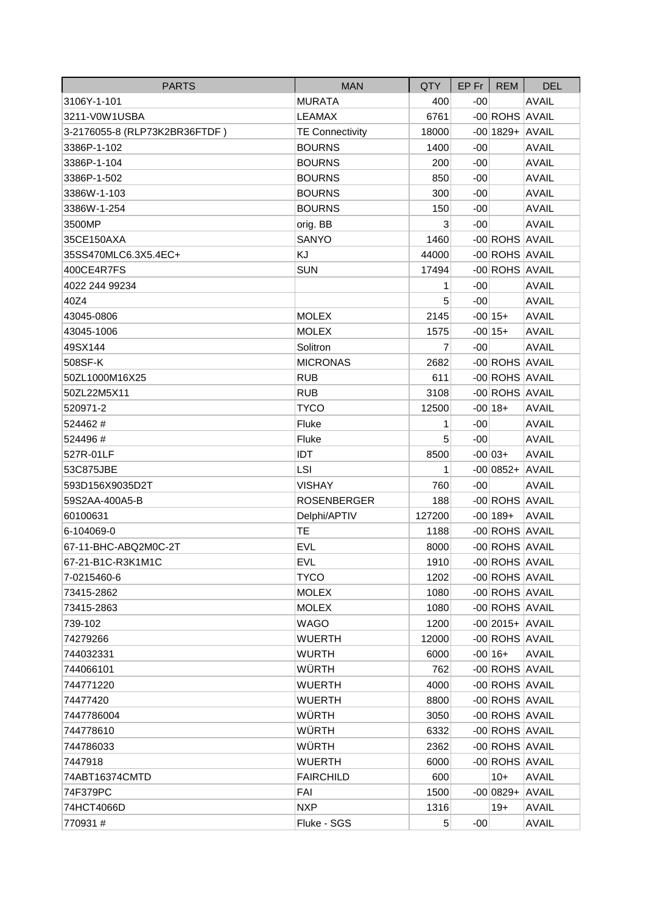| PARTS | MAN | QTY | EP Fr | REM | DEL |
|---|---|---|---|---|---|
| 3106Y-1-101 | MURATA | 400 | -00 | | AVAIL |
| 3211-V0W1USBA | LEAMAX | 6761 | -00 | ROHS | AVAIL |
| 3-2176055-8 (RLP73K2BR36FTDF ) | TE Connectivity | 18000 | -00 | 1829+ | AVAIL |
| 3386P-1-102 | BOURNS | 1400 | -00 | | AVAIL |
| 3386P-1-104 | BOURNS | 200 | -00 | | AVAIL |
| 3386P-1-502 | BOURNS | 850 | -00 | | AVAIL |
| 3386W-1-103 | BOURNS | 300 | -00 | | AVAIL |
| 3386W-1-254 | BOURNS | 150 | -00 | | AVAIL |
| 3500MP | orig. BB | 3 | -00 | | AVAIL |
| 35CE150AXA | SANYO | 1460 | -00 | ROHS | AVAIL |
| 35SS470MLC6.3X5.4EC+ | KJ | 44000 | -00 | ROHS | AVAIL |
| 400CE4R7FS | SUN | 17494 | -00 | ROHS | AVAIL |
| 4022 244 99234 | | 1 | -00 | | AVAIL |
| 40Z4 | | 5 | -00 | | AVAIL |
| 43045-0806 | MOLEX | 2145 | -00 | 15+ | AVAIL |
| 43045-1006 | MOLEX | 1575 | -00 | 15+ | AVAIL |
| 49SX144 | Solitron | 7 | -00 | | AVAIL |
| 508SF-K | MICRONAS | 2682 | -00 | ROHS | AVAIL |
| 50ZL1000M16X25 | RUB | 611 | -00 | ROHS | AVAIL |
| 50ZL22M5X11 | RUB | 3108 | -00 | ROHS | AVAIL |
| 520971-2 | TYCO | 12500 | -00 | 18+ | AVAIL |
| 524462 # | Fluke | 1 | -00 | | AVAIL |
| 524496 # | Fluke | 5 | -00 | | AVAIL |
| 527R-01LF | IDT | 8500 | -00 | 03+ | AVAIL |
| 53C875JBE | LSI | 1 | -00 | 0852+ | AVAIL |
| 593D156X9035D2T | VISHAY | 760 | -00 | | AVAIL |
| 59S2AA-400A5-B | ROSENBERGER | 188 | -00 | ROHS | AVAIL |
| 60100631 | Delphi/APTIV | 127200 | -00 | 189+ | AVAIL |
| 6-104069-0 | TE | 1188 | -00 | ROHS | AVAIL |
| 67-11-BHC-ABQ2M0C-2T | EVL | 8000 | -00 | ROHS | AVAIL |
| 67-21-B1C-R3K1M1C | EVL | 1910 | -00 | ROHS | AVAIL |
| 7-0215460-6 | TYCO | 1202 | -00 | ROHS | AVAIL |
| 73415-2862 | MOLEX | 1080 | -00 | ROHS | AVAIL |
| 73415-2863 | MOLEX | 1080 | -00 | ROHS | AVAIL |
| 739-102 | WAGO | 1200 | -00 | 2015+ | AVAIL |
| 74279266 | WUERTH | 12000 | -00 | ROHS | AVAIL |
| 744032331 | WURTH | 6000 | -00 | 16+ | AVAIL |
| 744066101 | WÜRTH | 762 | -00 | ROHS | AVAIL |
| 744771220 | WUERTH | 4000 | -00 | ROHS | AVAIL |
| 74477420 | WUERTH | 8800 | -00 | ROHS | AVAIL |
| 7447786004 | WÜRTH | 3050 | -00 | ROHS | AVAIL |
| 744778610 | WÜRTH | 6332 | -00 | ROHS | AVAIL |
| 744786033 | WÜRTH | 2362 | -00 | ROHS | AVAIL |
| 7447918 | WUERTH | 6000 | -00 | ROHS | AVAIL |
| 74ABT16374CMTD | FAIRCHILD | 600 | | 10+ | AVAIL |
| 74F379PC | FAI | 1500 | -00 | 0829+ | AVAIL |
| 74HCT4066D | NXP | 1316 | | 19+ | AVAIL |
| 770931 # | Fluke - SGS | 5 | -00 | | AVAIL |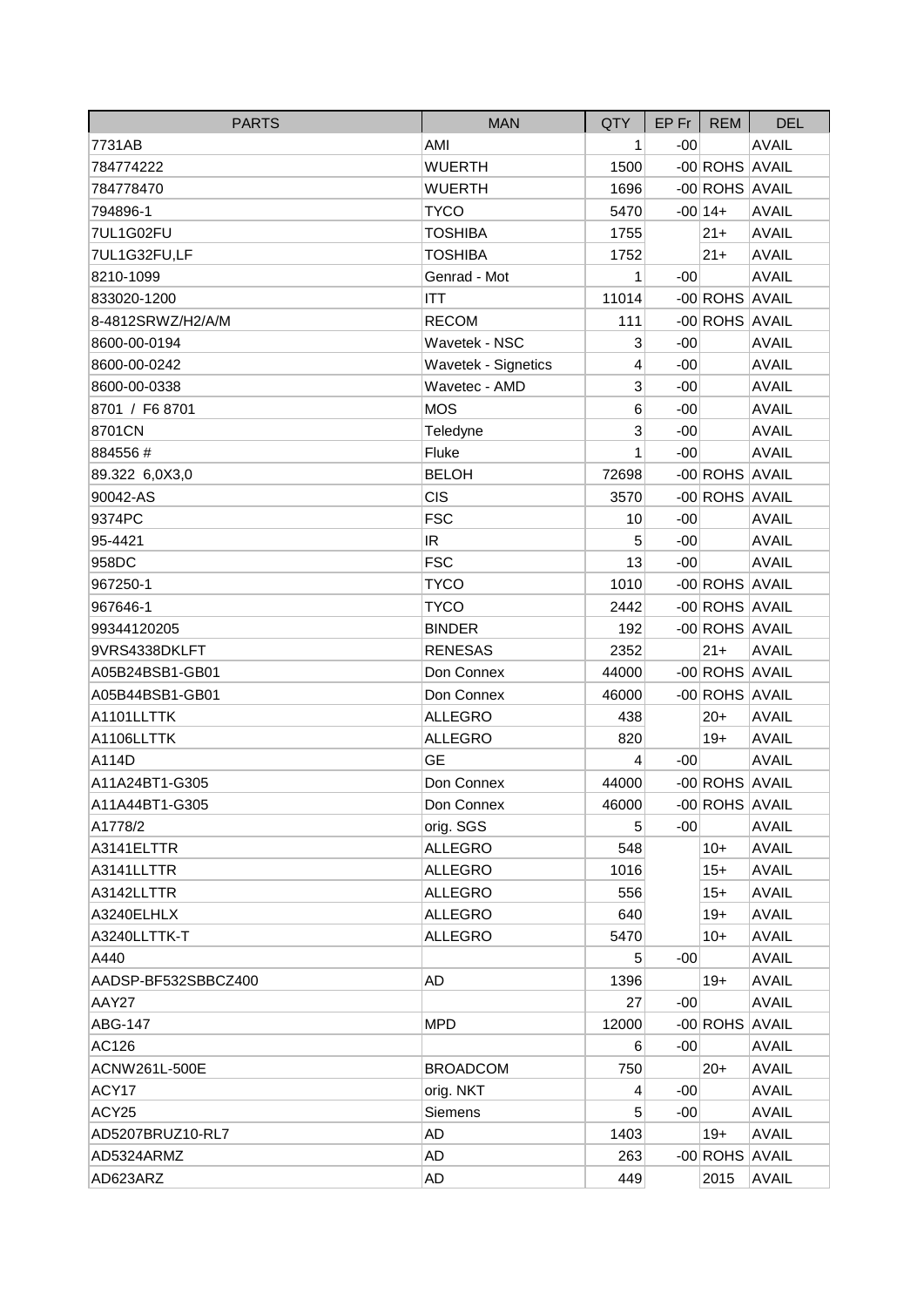| PARTS | MAN | QTY | EP Fr | REM | DEL |
|---|---|---|---|---|---|
| 7731AB | AMI | 1 | -00 | | AVAIL |
| 784774222 | WUERTH | 1500 | -00 | ROHS | AVAIL |
| 784778470 | WUERTH | 1696 | -00 | ROHS | AVAIL |
| 794896-1 | TYCO | 5470 | -00 | 14+ | AVAIL |
| 7UL1G02FU | TOSHIBA | 1755 | | 21+ | AVAIL |
| 7UL1G32FU,LF | TOSHIBA | 1752 | | 21+ | AVAIL |
| 8210-1099 | Genrad - Mot | 1 | -00 | | AVAIL |
| 833020-1200 | ITT | 11014 | -00 | ROHS | AVAIL |
| 8-4812SRWZ/H2/A/M | RECOM | 111 | -00 | ROHS | AVAIL |
| 8600-00-0194 | Wavetek - NSC | 3 | -00 | | AVAIL |
| 8600-00-0242 | Wavetek - Signetics | 4 | -00 | | AVAIL |
| 8600-00-0338 | Wavetec - AMD | 3 | -00 | | AVAIL |
| 8701 / F6 8701 | MOS | 6 | -00 | | AVAIL |
| 8701CN | Teledyne | 3 | -00 | | AVAIL |
| 884556 # | Fluke | 1 | -00 | | AVAIL |
| 89.322 6,0X3,0 | BELOH | 72698 | -00 | ROHS | AVAIL |
| 90042-AS | CIS | 3570 | -00 | ROHS | AVAIL |
| 9374PC | FSC | 10 | -00 | | AVAIL |
| 95-4421 | IR | 5 | -00 | | AVAIL |
| 958DC | FSC | 13 | -00 | | AVAIL |
| 967250-1 | TYCO | 1010 | -00 | ROHS | AVAIL |
| 967646-1 | TYCO | 2442 | -00 | ROHS | AVAIL |
| 99344120205 | BINDER | 192 | -00 | ROHS | AVAIL |
| 9VRS4338DKLFT | RENESAS | 2352 | | 21+ | AVAIL |
| A05B24BSB1-GB01 | Don Connex | 44000 | -00 | ROHS | AVAIL |
| A05B44BSB1-GB01 | Don Connex | 46000 | -00 | ROHS | AVAIL |
| A1101LLTTK | ALLEGRO | 438 | | 20+ | AVAIL |
| A1106LLTTK | ALLEGRO | 820 | | 19+ | AVAIL |
| A114D | GE | 4 | -00 | | AVAIL |
| A11A24BT1-G305 | Don Connex | 44000 | -00 | ROHS | AVAIL |
| A11A44BT1-G305 | Don Connex | 46000 | -00 | ROHS | AVAIL |
| A1778/2 | orig. SGS | 5 | -00 | | AVAIL |
| A3141ELTTR | ALLEGRO | 548 | | 10+ | AVAIL |
| A3141LLTTR | ALLEGRO | 1016 | | 15+ | AVAIL |
| A3142LLTTR | ALLEGRO | 556 | | 15+ | AVAIL |
| A3240ELHLX | ALLEGRO | 640 | | 19+ | AVAIL |
| A3240LLTTK-T | ALLEGRO | 5470 | | 10+ | AVAIL |
| A440 | | 5 | -00 | | AVAIL |
| AADSP-BF532SBBCZ400 | AD | 1396 | | 19+ | AVAIL |
| AAY27 | | 27 | -00 | | AVAIL |
| ABG-147 | MPD | 12000 | -00 | ROHS | AVAIL |
| AC126 | | 6 | -00 | | AVAIL |
| ACNW261L-500E | BROADCOM | 750 | | 20+ | AVAIL |
| ACY17 | orig. NKT | 4 | -00 | | AVAIL |
| ACY25 | Siemens | 5 | -00 | | AVAIL |
| AD5207BRUZ10-RL7 | AD | 1403 | | 19+ | AVAIL |
| AD5324ARMZ | AD | 263 | -00 | ROHS | AVAIL |
| AD623ARZ | AD | 449 | | 2015 | AVAIL |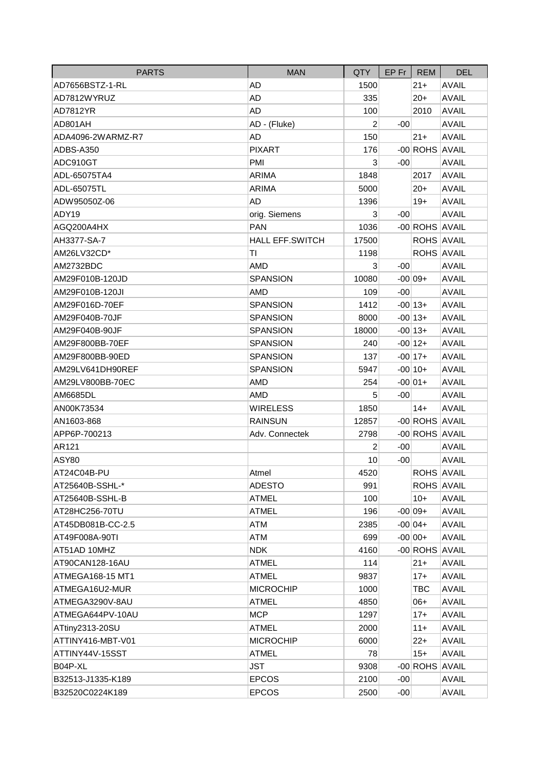| PARTS | MAN | QTY | EP Fr | REM | DEL |
|---|---|---|---|---|---|
| AD7656BSTZ-1-RL | AD | 1500 | | 21+ | AVAIL |
| AD7812WYRUZ | AD | 335 | | 20+ | AVAIL |
| AD7812YR | AD | 100 | | 2010 | AVAIL |
| AD801AH | AD - (Fluke) | 2 | -00 | | AVAIL |
| ADA4096-2WARMZ-R7 | AD | 150 | | 21+ | AVAIL |
| ADBS-A350 | PIXART | 176 | -00 | ROHS | AVAIL |
| ADC910GT | PMI | 3 | -00 | | AVAIL |
| ADL-65075TA4 | ARIMA | 1848 | | 2017 | AVAIL |
| ADL-65075TL | ARIMA | 5000 | | 20+ | AVAIL |
| ADW95050Z-06 | AD | 1396 | | 19+ | AVAIL |
| ADY19 | orig. Siemens | 3 | -00 | | AVAIL |
| AGQ200A4HX | PAN | 1036 | -00 | ROHS | AVAIL |
| AH3377-SA-7 | HALL EFF.SWITCH | 17500 | | ROHS | AVAIL |
| AM26LV32CD* | TI | 1198 | | ROHS | AVAIL |
| AM2732BDC | AMD | 3 | -00 | | AVAIL |
| AM29F010B-120JD | SPANSION | 10080 | -00 | 09+ | AVAIL |
| AM29F010B-120JI | AMD | 109 | -00 | | AVAIL |
| AM29F016D-70EF | SPANSION | 1412 | -00 | 13+ | AVAIL |
| AM29F040B-70JF | SPANSION | 8000 | -00 | 13+ | AVAIL |
| AM29F040B-90JF | SPANSION | 18000 | -00 | 13+ | AVAIL |
| AM29F800BB-70EF | SPANSION | 240 | -00 | 12+ | AVAIL |
| AM29F800BB-90ED | SPANSION | 137 | -00 | 17+ | AVAIL |
| AM29LV641DH90REF | SPANSION | 5947 | -00 | 10+ | AVAIL |
| AM29LV800BB-70EC | AMD | 254 | -00 | 01+ | AVAIL |
| AM6685DL | AMD | 5 | -00 | | AVAIL |
| AN00K73534 | WIRELESS | 1850 | | 14+ | AVAIL |
| AN1603-868 | RAINSUN | 12857 | -00 | ROHS | AVAIL |
| APP6P-700213 | Adv. Connectek | 2798 | -00 | ROHS | AVAIL |
| AR121 | | 2 | -00 | | AVAIL |
| ASY80 | | 10 | -00 | | AVAIL |
| AT24C04B-PU | Atmel | 4520 | | ROHS | AVAIL |
| AT25640B-SSHL-* | ADESTO | 991 | | ROHS | AVAIL |
| AT25640B-SSHL-B | ATMEL | 100 | | 10+ | AVAIL |
| AT28HC256-70TU | ATMEL | 196 | -00 | 09+ | AVAIL |
| AT45DB081B-CC-2.5 | ATM | 2385 | -00 | 04+ | AVAIL |
| AT49F008A-90TI | ATM | 699 | -00 | 00+ | AVAIL |
| AT51AD 10MHZ | NDK | 4160 | -00 | ROHS | AVAIL |
| AT90CAN128-16AU | ATMEL | 114 | | 21+ | AVAIL |
| ATMEGA168-15 MT1 | ATMEL | 9837 | | 17+ | AVAIL |
| ATMEGA16U2-MUR | MICROCHIP | 1000 | | TBC | AVAIL |
| ATMEGA3290V-8AU | ATMEL | 4850 | | 06+ | AVAIL |
| ATMEGA644PV-10AU | MCP | 1297 | | 17+ | AVAIL |
| ATtiny2313-20SU | ATMEL | 2000 | | 11+ | AVAIL |
| ATTINY416-MBT-V01 | MICROCHIP | 6000 | | 22+ | AVAIL |
| ATTINY44V-15SST | ATMEL | 78 | | 15+ | AVAIL |
| B04P-XL | JST | 9308 | -00 | ROHS | AVAIL |
| B32513-J1335-K189 | EPCOS | 2100 | -00 | | AVAIL |
| B32520C0224K189 | EPCOS | 2500 | -00 | | AVAIL |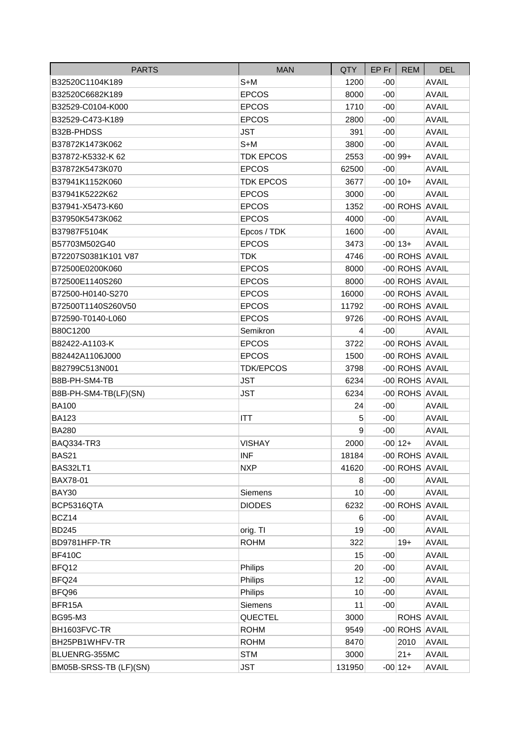| PARTS | MAN | QTY | EP Fr | REM | DEL |
|---|---|---|---|---|---|
| B32520C1104K189 | S+M | 1200 | -00 | | AVAIL |
| B32520C6682K189 | EPCOS | 8000 | -00 | | AVAIL |
| B32529-C0104-K000 | EPCOS | 1710 | -00 | | AVAIL |
| B32529-C473-K189 | EPCOS | 2800 | -00 | | AVAIL |
| B32B-PHDSS | JST | 391 | -00 | | AVAIL |
| B37872K1473K062 | S+M | 3800 | -00 | | AVAIL |
| B37872-K5332-K 62 | TDK EPCOS | 2553 | -00 | 99+ | AVAIL |
| B37872K5473K070 | EPCOS | 62500 | -00 | | AVAIL |
| B37941K1152K060 | TDK EPCOS | 3677 | -00 | 10+ | AVAIL |
| B37941K5222K62 | EPCOS | 3000 | -00 | | AVAIL |
| B37941-X5473-K60 | EPCOS | 1352 | -00 | ROHS | AVAIL |
| B37950K5473K062 | EPCOS | 4000 | -00 | | AVAIL |
| B37987F5104K | Epcos / TDK | 1600 | -00 | | AVAIL |
| B57703M502G40 | EPCOS | 3473 | -00 | 13+ | AVAIL |
| B72207S0381K101 V87 | TDK | 4746 | -00 | ROHS | AVAIL |
| B72500E0200K060 | EPCOS | 8000 | -00 | ROHS | AVAIL |
| B72500E1140S260 | EPCOS | 8000 | -00 | ROHS | AVAIL |
| B72500-H0140-S270 | EPCOS | 16000 | -00 | ROHS | AVAIL |
| B72500T1140S260V50 | EPCOS | 11792 | -00 | ROHS | AVAIL |
| B72590-T0140-L060 | EPCOS | 9726 | -00 | ROHS | AVAIL |
| B80C1200 | Semikron | 4 | -00 | | AVAIL |
| B82422-A1103-K | EPCOS | 3722 | -00 | ROHS | AVAIL |
| B82442A1106J000 | EPCOS | 1500 | -00 | ROHS | AVAIL |
| B82799C513N001 | TDK/EPCOS | 3798 | -00 | ROHS | AVAIL |
| B8B-PH-SM4-TB | JST | 6234 | -00 | ROHS | AVAIL |
| B8B-PH-SM4-TB(LF)(SN) | JST | 6234 | -00 | ROHS | AVAIL |
| BA100 | | 24 | -00 | | AVAIL |
| BA123 | ITT | 5 | -00 | | AVAIL |
| BA280 | | 9 | -00 | | AVAIL |
| BAQ334-TR3 | VISHAY | 2000 | -00 | 12+ | AVAIL |
| BAS21 | INF | 18184 | -00 | ROHS | AVAIL |
| BAS32LT1 | NXP | 41620 | -00 | ROHS | AVAIL |
| BAX78-01 | | 8 | -00 | | AVAIL |
| BAY30 | Siemens | 10 | -00 | | AVAIL |
| BCP5316QTA | DIODES | 6232 | -00 | ROHS | AVAIL |
| BCZ14 | | 6 | -00 | | AVAIL |
| BD245 | orig. TI | 19 | -00 | | AVAIL |
| BD9781HFP-TR | ROHM | 322 | | 19+ | AVAIL |
| BF410C | | 15 | -00 | | AVAIL |
| BFQ12 | Philips | 20 | -00 | | AVAIL |
| BFQ24 | Philips | 12 | -00 | | AVAIL |
| BFQ96 | Philips | 10 | -00 | | AVAIL |
| BFR15A | Siemens | 11 | -00 | | AVAIL |
| BG95-M3 | QUECTEL | 3000 | | ROHS | AVAIL |
| BH1603FVC-TR | ROHM | 9549 | -00 | ROHS | AVAIL |
| BH25PB1WHFV-TR | ROHM | 8470 | | 2010 | AVAIL |
| BLUENRG-355MC | STM | 3000 | | 21+ | AVAIL |
| BM05B-SRSS-TB (LF)(SN) | JST | 131950 | -00 | 12+ | AVAIL |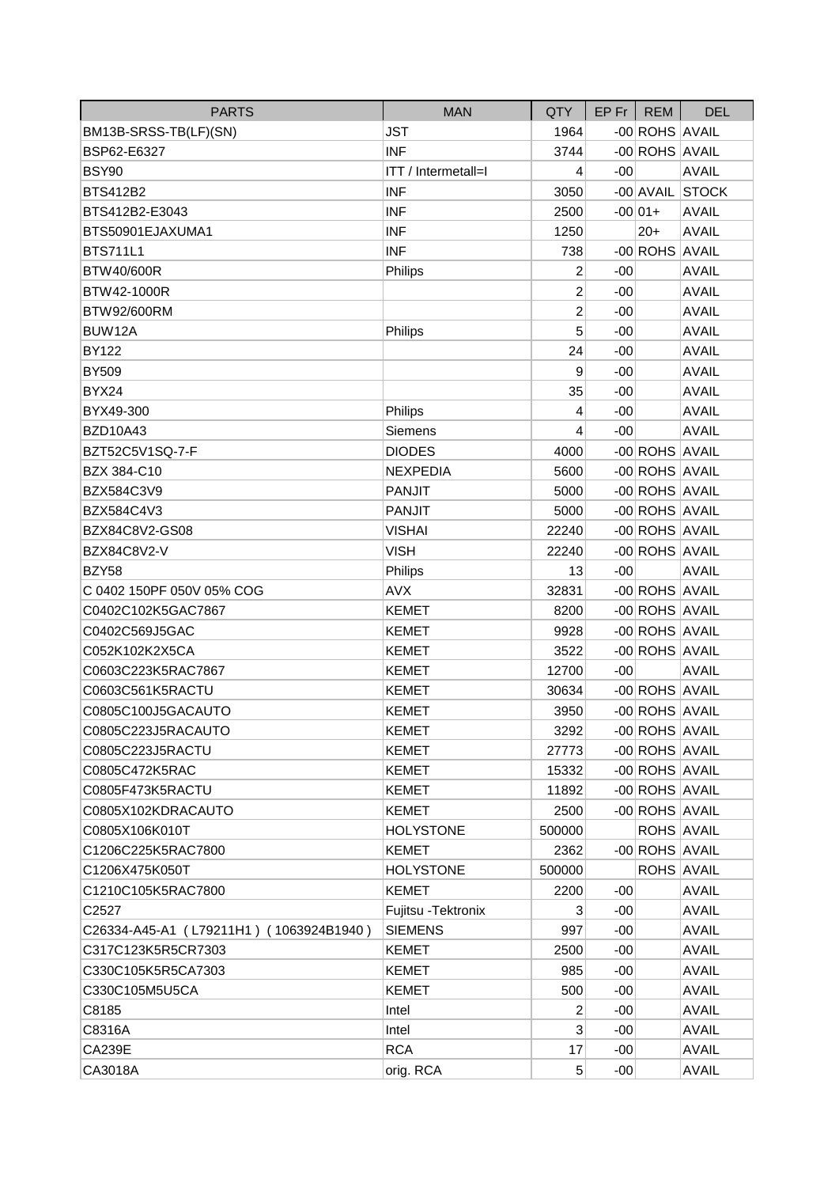| PARTS | MAN | QTY | EP Fr | REM | DEL |
|---|---|---|---|---|---|
| BM13B-SRSS-TB(LF)(SN) | JST | 1964 | -00 | ROHS | AVAIL |
| BSP62-E6327 | INF | 3744 | -00 | ROHS | AVAIL |
| BSY90 | ITT / Intermetall=I | 4 | -00 | | AVAIL |
| BTS412B2 | INF | 3050 | -00 | AVAIL | STOCK |
| BTS412B2-E3043 | INF | 2500 | -00 | 01+ | AVAIL |
| BTS50901EJAXUMA1 | INF | 1250 | | 20+ | AVAIL |
| BTS711L1 | INF | 738 | -00 | ROHS | AVAIL |
| BTW40/600R | Philips | 2 | -00 | | AVAIL |
| BTW42-1000R | | 2 | -00 | | AVAIL |
| BTW92/600RM | | 2 | -00 | | AVAIL |
| BUW12A | Philips | 5 | -00 | | AVAIL |
| BY122 | | 24 | -00 | | AVAIL |
| BY509 | | 9 | -00 | | AVAIL |
| BYX24 | | 35 | -00 | | AVAIL |
| BYX49-300 | Philips | 4 | -00 | | AVAIL |
| BZD10A43 | Siemens | 4 | -00 | | AVAIL |
| BZT52C5V1SQ-7-F | DIODES | 4000 | -00 | ROHS | AVAIL |
| BZX 384-C10 | NEXPEDIA | 5600 | -00 | ROHS | AVAIL |
| BZX584C3V9 | PANJIT | 5000 | -00 | ROHS | AVAIL |
| BZX584C4V3 | PANJIT | 5000 | -00 | ROHS | AVAIL |
| BZX84C8V2-GS08 | VISHAI | 22240 | -00 | ROHS | AVAIL |
| BZX84C8V2-V | VISH | 22240 | -00 | ROHS | AVAIL |
| BZY58 | Philips | 13 | -00 | | AVAIL |
| C 0402 150PF 050V 05% COG | AVX | 32831 | -00 | ROHS | AVAIL |
| C0402C102K5GAC7867 | KEMET | 8200 | -00 | ROHS | AVAIL |
| C0402C569J5GAC | KEMET | 9928 | -00 | ROHS | AVAIL |
| C052K102K2X5CA | KEMET | 3522 | -00 | ROHS | AVAIL |
| C0603C223K5RAC7867 | KEMET | 12700 | -00 | | AVAIL |
| C0603C561K5RACTU | KEMET | 30634 | -00 | ROHS | AVAIL |
| C0805C100J5GACAUTO | KEMET | 3950 | -00 | ROHS | AVAIL |
| C0805C223J5RACAUTO | KEMET | 3292 | -00 | ROHS | AVAIL |
| C0805C223J5RACTU | KEMET | 27773 | -00 | ROHS | AVAIL |
| C0805C472K5RAC | KEMET | 15332 | -00 | ROHS | AVAIL |
| C0805F473K5RACTU | KEMET | 11892 | -00 | ROHS | AVAIL |
| C0805X102KDRACAUTO | KEMET | 2500 | -00 | ROHS | AVAIL |
| C0805X106K010T | HOLYSTONE | 500000 | | ROHS | AVAIL |
| C1206C225K5RAC7800 | KEMET | 2362 | -00 | ROHS | AVAIL |
| C1206X475K050T | HOLYSTONE | 500000 | | ROHS | AVAIL |
| C1210C105K5RAC7800 | KEMET | 2200 | -00 | | AVAIL |
| C2527 | Fujitsu -Tektronix | 3 | -00 | | AVAIL |
| C26334-A45-A1 ( L79211H1 ) ( 1063924B1940 ) | SIEMENS | 997 | -00 | | AVAIL |
| C317C123K5R5CR7303 | KEMET | 2500 | -00 | | AVAIL |
| C330C105K5R5CA7303 | KEMET | 985 | -00 | | AVAIL |
| C330C105M5U5CA | KEMET | 500 | -00 | | AVAIL |
| C8185 | Intel | 2 | -00 | | AVAIL |
| C8316A | Intel | 3 | -00 | | AVAIL |
| CA239E | RCA | 17 | -00 | | AVAIL |
| CA3018A | orig. RCA | 5 | -00 | | AVAIL |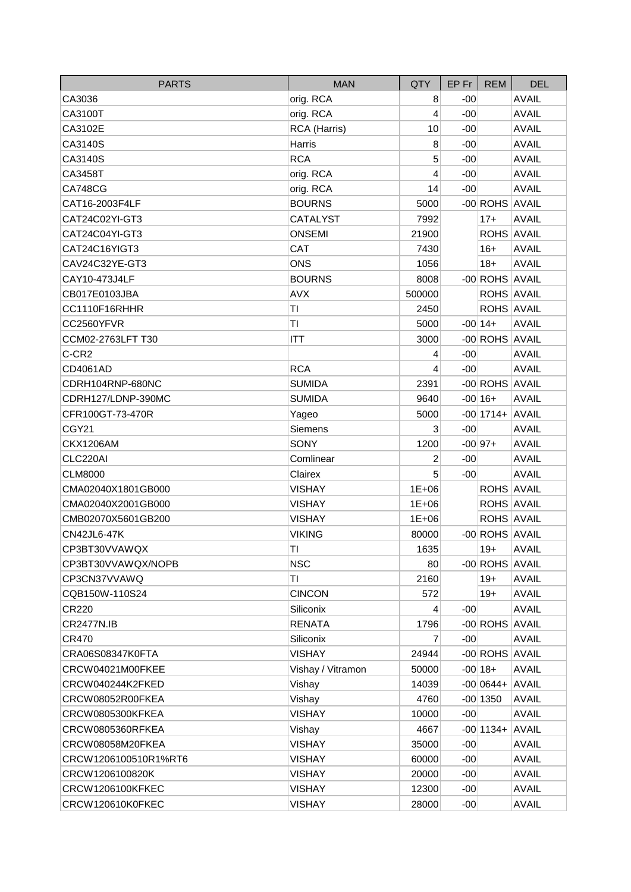| PARTS | MAN | QTY | EP Fr | REM | DEL |
|---|---|---|---|---|---|
| CA3036 | orig. RCA | 8 | -00 | | AVAIL |
| CA3100T | orig. RCA | 4 | -00 | | AVAIL |
| CA3102E | RCA (Harris) | 10 | -00 | | AVAIL |
| CA3140S | Harris | 8 | -00 | | AVAIL |
| CA3140S | RCA | 5 | -00 | | AVAIL |
| CA3458T | orig. RCA | 4 | -00 | | AVAIL |
| CA748CG | orig. RCA | 14 | -00 | | AVAIL |
| CAT16-2003F4LF | BOURNS | 5000 | -00 | ROHS | AVAIL |
| CAT24C02YI-GT3 | CATALYST | 7992 | | 17+ | AVAIL |
| CAT24C04YI-GT3 | ONSEMI | 21900 | | ROHS | AVAIL |
| CAT24C16YIGT3 | CAT | 7430 | | 16+ | AVAIL |
| CAV24C32YE-GT3 | ONS | 1056 | | 18+ | AVAIL |
| CAY10-473J4LF | BOURNS | 8008 | -00 | ROHS | AVAIL |
| CB017E0103JBA | AVX | 500000 | | ROHS | AVAIL |
| CC1110F16RHHR | TI | 2450 | | ROHS | AVAIL |
| CC2560YFVR | TI | 5000 | -00 | 14+ | AVAIL |
| CCM02-2763LFT T30 | ITT | 3000 | -00 | ROHS | AVAIL |
| C-CR2 | | 4 | -00 | | AVAIL |
| CD4061AD | RCA | 4 | -00 | | AVAIL |
| CDRH104RNP-680NC | SUMIDA | 2391 | -00 | ROHS | AVAIL |
| CDRH127/LDNP-390MC | SUMIDA | 9640 | -00 | 16+ | AVAIL |
| CFR100GT-73-470R | Yageo | 5000 | -00 | 1714+ | AVAIL |
| CGY21 | Siemens | 3 | -00 | | AVAIL |
| CKX1206AM | SONY | 1200 | -00 | 97+ | AVAIL |
| CLC220AI | Comlinear | 2 | -00 | | AVAIL |
| CLM8000 | Clairex | 5 | -00 | | AVAIL |
| CMA02040X1801GB000 | VISHAY | 1E+06 | | ROHS | AVAIL |
| CMA02040X2001GB000 | VISHAY | 1E+06 | | ROHS | AVAIL |
| CMB02070X5601GB200 | VISHAY | 1E+06 | | ROHS | AVAIL |
| CN42JL6-47K | VIKING | 80000 | -00 | ROHS | AVAIL |
| CP3BT30VVAWQX | TI | 1635 | | 19+ | AVAIL |
| CP3BT30VVAWQX/NOPB | NSC | 80 | -00 | ROHS | AVAIL |
| CP3CN37VVAWQ | TI | 2160 | | 19+ | AVAIL |
| CQB150W-110S24 | CINCON | 572 | | 19+ | AVAIL |
| CR220 | Siliconix | 4 | -00 | | AVAIL |
| CR2477N.IB | RENATA | 1796 | -00 | ROHS | AVAIL |
| CR470 | Siliconix | 7 | -00 | | AVAIL |
| CRA06S08347K0FTA | VISHAY | 24944 | -00 | ROHS | AVAIL |
| CRCW04021M00FKEE | Vishay / Vitramon | 50000 | -00 | 18+ | AVAIL |
| CRCW040244K2FKED | Vishay | 14039 | -00 | 0644+ | AVAIL |
| CRCW08052R00FKEA | Vishay | 4760 | -00 | 1350 | AVAIL |
| CRCW0805300KFKEA | VISHAY | 10000 | -00 | | AVAIL |
| CRCW0805360RFKEA | Vishay | 4667 | -00 | 1134+ | AVAIL |
| CRCW08058M20FKEA | VISHAY | 35000 | -00 | | AVAIL |
| CRCW1206100510R1%RT6 | VISHAY | 60000 | -00 | | AVAIL |
| CRCW1206100820K | VISHAY | 20000 | -00 | | AVAIL |
| CRCW1206100KFKEC | VISHAY | 12300 | -00 | | AVAIL |
| CRCW120610K0FKEC | VISHAY | 28000 | -00 | | AVAIL |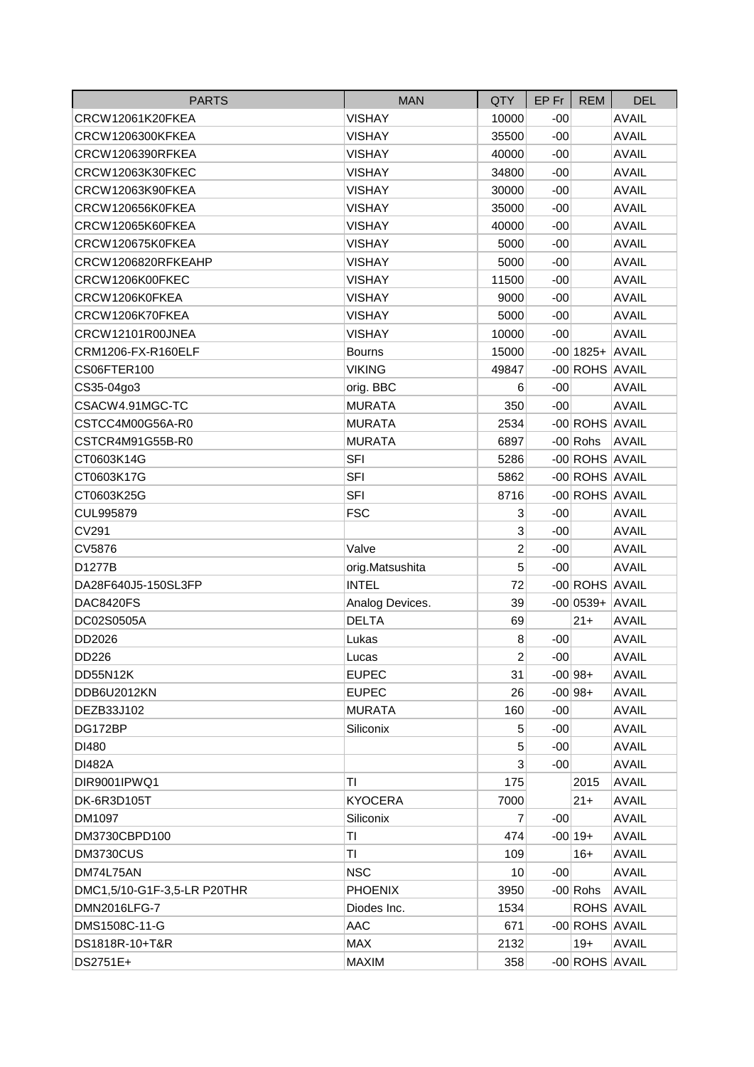| PARTS | MAN | QTY | EP Fr | REM | DEL |
|---|---|---|---|---|---|
| CRCW12061K20FKEA | VISHAY | 10000 | -00 | | AVAIL |
| CRCW1206300KFKEA | VISHAY | 35500 | -00 | | AVAIL |
| CRCW1206390RFKEA | VISHAY | 40000 | -00 | | AVAIL |
| CRCW12063K30FKEC | VISHAY | 34800 | -00 | | AVAIL |
| CRCW12063K90FKEA | VISHAY | 30000 | -00 | | AVAIL |
| CRCW120656K0FKEA | VISHAY | 35000 | -00 | | AVAIL |
| CRCW12065K60FKEA | VISHAY | 40000 | -00 | | AVAIL |
| CRCW120675K0FKEA | VISHAY | 5000 | -00 | | AVAIL |
| CRCW1206820RFKEAHP | VISHAY | 5000 | -00 | | AVAIL |
| CRCW1206K00FKEC | VISHAY | 11500 | -00 | | AVAIL |
| CRCW1206K0FKEA | VISHAY | 9000 | -00 | | AVAIL |
| CRCW1206K70FKEA | VISHAY | 5000 | -00 | | AVAIL |
| CRCW12101R00JNEA | VISHAY | 10000 | -00 | | AVAIL |
| CRM1206-FX-R160ELF | Bourns | 15000 | -00 | 1825+ | AVAIL |
| CS06FTER100 | VIKING | 49847 | -00 | ROHS | AVAIL |
| CS35-04go3 | orig. BBC | 6 | -00 | | AVAIL |
| CSACW4.91MGC-TC | MURATA | 350 | -00 | | AVAIL |
| CSTCC4M00G56A-R0 | MURATA | 2534 | -00 | ROHS | AVAIL |
| CSTCR4M91G55B-R0 | MURATA | 6897 | -00 | Rohs | AVAIL |
| CT0603K14G | SFI | 5286 | -00 | ROHS | AVAIL |
| CT0603K17G | SFI | 5862 | -00 | ROHS | AVAIL |
| CT0603K25G | SFI | 8716 | -00 | ROHS | AVAIL |
| CUL995879 | FSC | 3 | -00 | | AVAIL |
| CV291 | | 3 | -00 | | AVAIL |
| CV5876 | Valve | 2 | -00 | | AVAIL |
| D1277B | orig.Matsushita | 5 | -00 | | AVAIL |
| DA28F640J5-150SL3FP | INTEL | 72 | -00 | ROHS | AVAIL |
| DAC8420FS | Analog Devices. | 39 | -00 | 0539+ | AVAIL |
| DC02S0505A | DELTA | 69 | | 21+ | AVAIL |
| DD2026 | Lukas | 8 | -00 | | AVAIL |
| DD226 | Lucas | 2 | -00 | | AVAIL |
| DD55N12K | EUPEC | 31 | -00 | 98+ | AVAIL |
| DDB6U2012KN | EUPEC | 26 | -00 | 98+ | AVAIL |
| DEZB33J102 | MURATA | 160 | -00 | | AVAIL |
| DG172BP | Siliconix | 5 | -00 | | AVAIL |
| DI480 | | 5 | -00 | | AVAIL |
| DI482A | | 3 | -00 | | AVAIL |
| DIR9001IPWQ1 | TI | 175 | | 2015 | AVAIL |
| DK-6R3D105T | KYOCERA | 7000 | | 21+ | AVAIL |
| DM1097 | Siliconix | 7 | -00 | | AVAIL |
| DM3730CBPD100 | TI | 474 | -00 | 19+ | AVAIL |
| DM3730CUS | TI | 109 | | 16+ | AVAIL |
| DM74L75AN | NSC | 10 | -00 | | AVAIL |
| DMC1,5/10-G1F-3,5-LR P20THR | PHOENIX | 3950 | -00 | Rohs | AVAIL |
| DMN2016LFG-7 | Diodes Inc. | 1534 | | ROHS | AVAIL |
| DMS1508C-11-G | AAC | 671 | -00 | ROHS | AVAIL |
| DS1818R-10+T&R | MAX | 2132 | | 19+ | AVAIL |
| DS2751E+ | MAXIM | 358 | -00 | ROHS | AVAIL |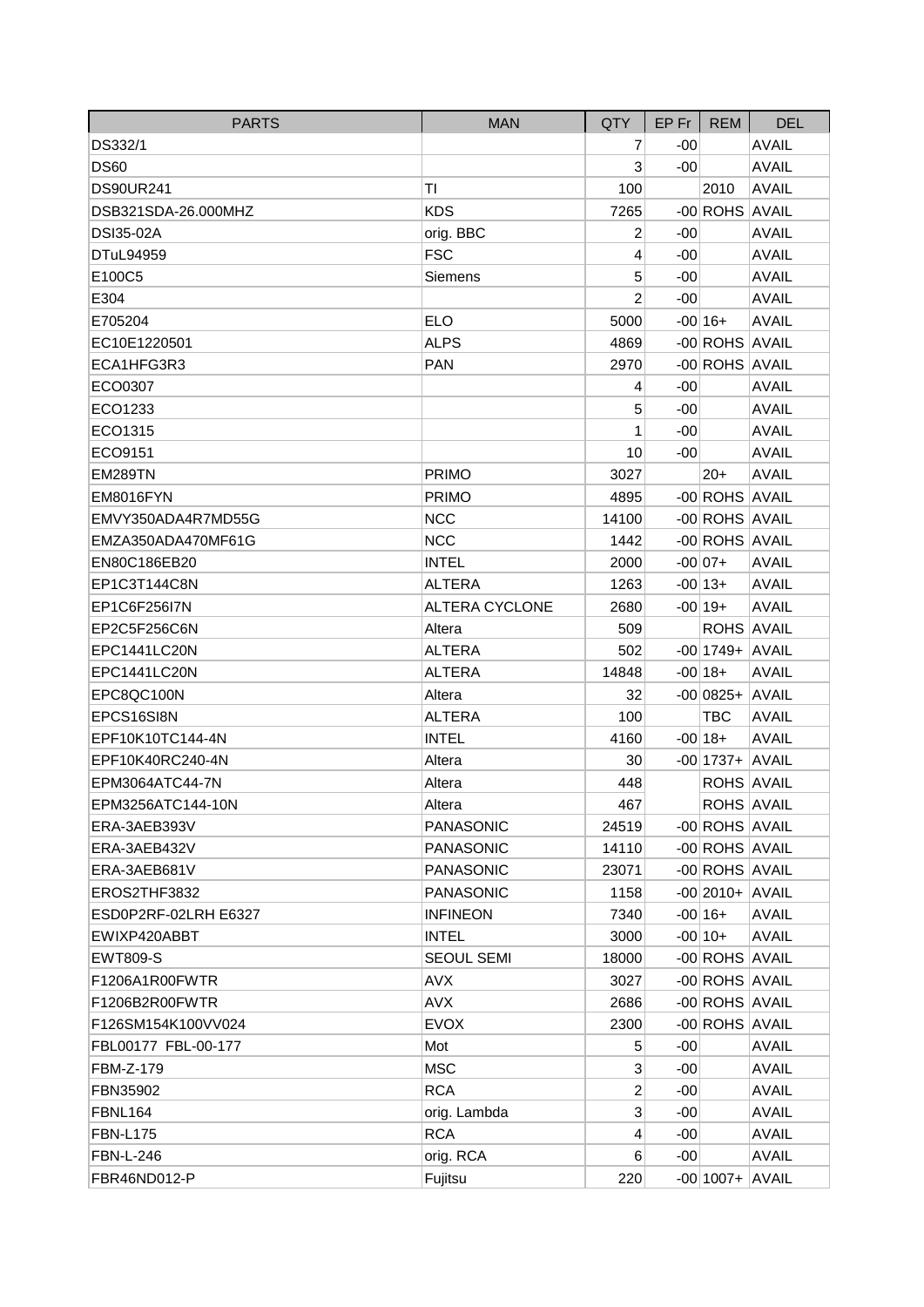| PARTS | MAN | QTY | EP Fr | REM | DEL |
|---|---|---|---|---|---|
| DS332/1 | | 7 | -00 | | AVAIL |
| DS60 | | 3 | -00 | | AVAIL |
| DS90UR241 | TI | 100 | | 2010 | AVAIL |
| DSB321SDA-26.000MHZ | KDS | 7265 | -00 | ROHS | AVAIL |
| DSI35-02A | orig. BBC | 2 | -00 | | AVAIL |
| DTuL94959 | FSC | 4 | -00 | | AVAIL |
| E100C5 | Siemens | 5 | -00 | | AVAIL |
| E304 | | 2 | -00 | | AVAIL |
| E705204 | ELO | 5000 | -00 | 16+ | AVAIL |
| EC10E1220501 | ALPS | 4869 | -00 | ROHS | AVAIL |
| ECA1HFG3R3 | PAN | 2970 | -00 | ROHS | AVAIL |
| ECO0307 | | 4 | -00 | | AVAIL |
| ECO1233 | | 5 | -00 | | AVAIL |
| ECO1315 | | 1 | -00 | | AVAIL |
| ECO9151 | | 10 | -00 | | AVAIL |
| EM289TN | PRIMO | 3027 | | 20+ | AVAIL |
| EM8016FYN | PRIMO | 4895 | -00 | ROHS | AVAIL |
| EMVY350ADA4R7MD55G | NCC | 14100 | -00 | ROHS | AVAIL |
| EMZA350ADA470MF61G | NCC | 1442 | -00 | ROHS | AVAIL |
| EN80C186EB20 | INTEL | 2000 | -00 | 07+ | AVAIL |
| EP1C3T144C8N | ALTERA | 1263 | -00 | 13+ | AVAIL |
| EP1C6F256I7N | ALTERA CYCLONE | 2680 | -00 | 19+ | AVAIL |
| EP2C5F256C6N | Altera | 509 | | ROHS | AVAIL |
| EPC1441LC20N | ALTERA | 502 | -00 | 1749+ | AVAIL |
| EPC1441LC20N | ALTERA | 14848 | -00 | 18+ | AVAIL |
| EPC8QC100N | Altera | 32 | -00 | 0825+ | AVAIL |
| EPCS16SI8N | ALTERA | 100 | | TBC | AVAIL |
| EPF10K10TC144-4N | INTEL | 4160 | -00 | 18+ | AVAIL |
| EPF10K40RC240-4N | Altera | 30 | -00 | 1737+ | AVAIL |
| EPM3064ATC44-7N | Altera | 448 | | ROHS | AVAIL |
| EPM3256ATC144-10N | Altera | 467 | | ROHS | AVAIL |
| ERA-3AEB393V | PANASONIC | 24519 | -00 | ROHS | AVAIL |
| ERA-3AEB432V | PANASONIC | 14110 | -00 | ROHS | AVAIL |
| ERA-3AEB681V | PANASONIC | 23071 | -00 | ROHS | AVAIL |
| EROS2THF3832 | PANASONIC | 1158 | -00 | 2010+ | AVAIL |
| ESD0P2RF-02LRH E6327 | INFINEON | 7340 | -00 | 16+ | AVAIL |
| EWIXP420ABBT | INTEL | 3000 | -00 | 10+ | AVAIL |
| EWT809-S | SEOUL SEMI | 18000 | -00 | ROHS | AVAIL |
| F1206A1R00FWTR | AVX | 3027 | -00 | ROHS | AVAIL |
| F1206B2R00FWTR | AVX | 2686 | -00 | ROHS | AVAIL |
| F126SM154K100VV024 | EVOX | 2300 | -00 | ROHS | AVAIL |
| FBL00177 FBL-00-177 | Mot | 5 | -00 | | AVAIL |
| FBM-Z-179 | MSC | 3 | -00 | | AVAIL |
| FBN35902 | RCA | 2 | -00 | | AVAIL |
| FBNL164 | orig. Lambda | 3 | -00 | | AVAIL |
| FBN-L175 | RCA | 4 | -00 | | AVAIL |
| FBN-L-246 | orig. RCA | 6 | -00 | | AVAIL |
| FBR46ND012-P | Fujitsu | 220 | -00 | 1007+ | AVAIL |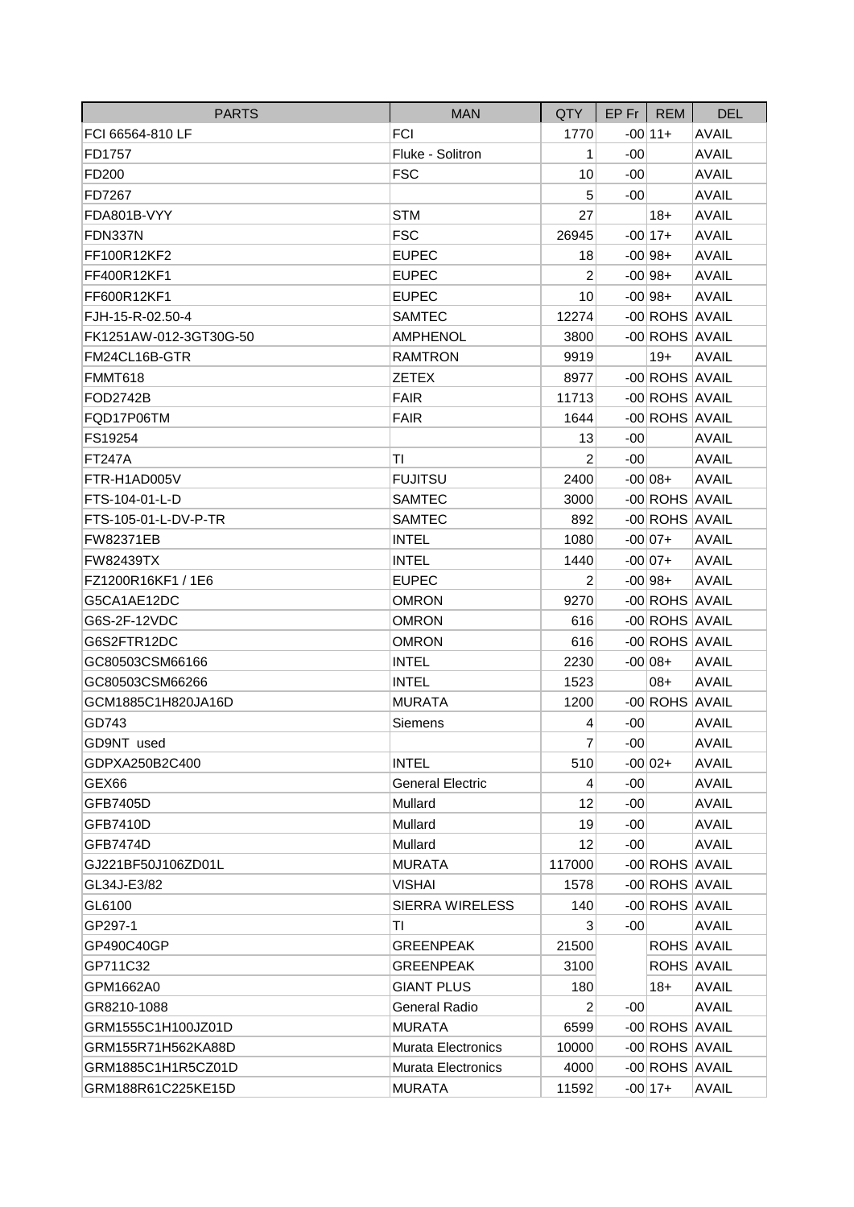| PARTS | MAN | QTY | EP Fr | REM | DEL |
|---|---|---|---|---|---|
| FCI 66564-810 LF | FCI | 1770 | -00 | 11+ | AVAIL |
| FD1757 | Fluke - Solitron | 1 | -00 | | AVAIL |
| FD200 | FSC | 10 | -00 | | AVAIL |
| FD7267 | | 5 | -00 | | AVAIL |
| FDA801B-VYY | STM | 27 | | 18+ | AVAIL |
| FDN337N | FSC | 26945 | -00 | 17+ | AVAIL |
| FF100R12KF2 | EUPEC | 18 | -00 | 98+ | AVAIL |
| FF400R12KF1 | EUPEC | 2 | -00 | 98+ | AVAIL |
| FF600R12KF1 | EUPEC | 10 | -00 | 98+ | AVAIL |
| FJH-15-R-02.50-4 | SAMTEC | 12274 | -00 | ROHS | AVAIL |
| FK1251AW-012-3GT30G-50 | AMPHENOL | 3800 | -00 | ROHS | AVAIL |
| FM24CL16B-GTR | RAMTRON | 9919 | | 19+ | AVAIL |
| FMMT618 | ZETEX | 8977 | -00 | ROHS | AVAIL |
| FOD2742B | FAIR | 11713 | -00 | ROHS | AVAIL |
| FQD17P06TM | FAIR | 1644 | -00 | ROHS | AVAIL |
| FS19254 | | 13 | -00 | | AVAIL |
| FT247A | TI | 2 | -00 | | AVAIL |
| FTR-H1AD005V | FUJITSU | 2400 | -00 | 08+ | AVAIL |
| FTS-104-01-L-D | SAMTEC | 3000 | -00 | ROHS | AVAIL |
| FTS-105-01-L-DV-P-TR | SAMTEC | 892 | -00 | ROHS | AVAIL |
| FW82371EB | INTEL | 1080 | -00 | 07+ | AVAIL |
| FW82439TX | INTEL | 1440 | -00 | 07+ | AVAIL |
| FZ1200R16KF1 / 1E6 | EUPEC | 2 | -00 | 98+ | AVAIL |
| G5CA1AE12DC | OMRON | 9270 | -00 | ROHS | AVAIL |
| G6S-2F-12VDC | OMRON | 616 | -00 | ROHS | AVAIL |
| G6S2FTR12DC | OMRON | 616 | -00 | ROHS | AVAIL |
| GC80503CSM66166 | INTEL | 2230 | -00 | 08+ | AVAIL |
| GC80503CSM66266 | INTEL | 1523 | | 08+ | AVAIL |
| GCM1885C1H820JA16D | MURATA | 1200 | -00 | ROHS | AVAIL |
| GD743 | Siemens | 4 | -00 | | AVAIL |
| GD9NT used | | 7 | -00 | | AVAIL |
| GDPXA250B2C400 | INTEL | 510 | -00 | 02+ | AVAIL |
| GEX66 | General Electric | 4 | -00 | | AVAIL |
| GFB7405D | Mullard | 12 | -00 | | AVAIL |
| GFB7410D | Mullard | 19 | -00 | | AVAIL |
| GFB7474D | Mullard | 12 | -00 | | AVAIL |
| GJ221BF50J106ZD01L | MURATA | 117000 | -00 | ROHS | AVAIL |
| GL34J-E3/82 | VISHAI | 1578 | -00 | ROHS | AVAIL |
| GL6100 | SIERRA WIRELESS | 140 | -00 | ROHS | AVAIL |
| GP297-1 | TI | 3 | -00 | | AVAIL |
| GP490C40GP | GREENPEAK | 21500 | | ROHS | AVAIL |
| GP711C32 | GREENPEAK | 3100 | | ROHS | AVAIL |
| GPM1662A0 | GIANT PLUS | 180 | | 18+ | AVAIL |
| GR8210-1088 | General Radio | 2 | -00 | | AVAIL |
| GRM1555C1H100JZ01D | MURATA | 6599 | -00 | ROHS | AVAIL |
| GRM155R71H562KA88D | Murata Electronics | 10000 | -00 | ROHS | AVAIL |
| GRM1885C1H1R5CZ01D | Murata Electronics | 4000 | -00 | ROHS | AVAIL |
| GRM188R61C225KE15D | MURATA | 11592 | -00 | 17+ | AVAIL |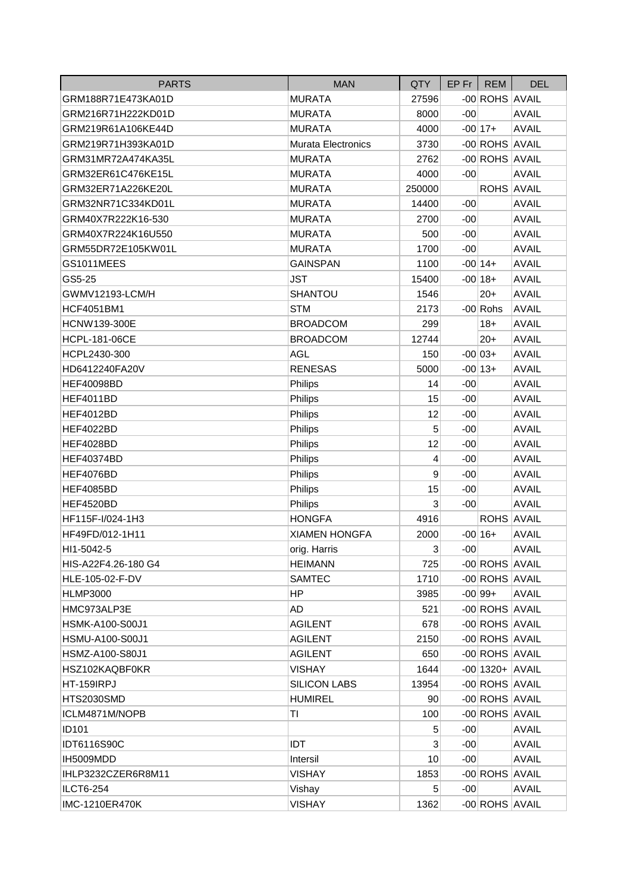| PARTS | MAN | QTY | EP Fr | REM | DEL |
|---|---|---|---|---|---|
| GRM188R71E473KA01D | MURATA | 27596 | -00 | ROHS | AVAIL |
| GRM216R71H222KD01D | MURATA | 8000 | -00 | | AVAIL |
| GRM219R61A106KE44D | MURATA | 4000 | -00 | 17+ | AVAIL |
| GRM219R71H393KA01D | Murata Electronics | 3730 | -00 | ROHS | AVAIL |
| GRM31MR72A474KA35L | MURATA | 2762 | -00 | ROHS | AVAIL |
| GRM32ER61C476KE15L | MURATA | 4000 | -00 | | AVAIL |
| GRM32ER71A226KE20L | MURATA | 250000 | | ROHS | AVAIL |
| GRM32NR71C334KD01L | MURATA | 14400 | -00 | | AVAIL |
| GRM40X7R222K16-530 | MURATA | 2700 | -00 | | AVAIL |
| GRM40X7R224K16U550 | MURATA | 500 | -00 | | AVAIL |
| GRM55DR72E105KW01L | MURATA | 1700 | -00 | | AVAIL |
| GS1011MEES | GAINSPAN | 1100 | -00 | 14+ | AVAIL |
| GS5-25 | JST | 15400 | -00 | 18+ | AVAIL |
| GWMV12193-LCM/H | SHANTOU | 1546 | | 20+ | AVAIL |
| HCF4051BM1 | STM | 2173 | -00 | Rohs | AVAIL |
| HCNW139-300E | BROADCOM | 299 | | 18+ | AVAIL |
| HCPL-181-06CE | BROADCOM | 12744 | | 20+ | AVAIL |
| HCPL2430-300 | AGL | 150 | -00 | 03+ | AVAIL |
| HD6412240FA20V | RENESAS | 5000 | -00 | 13+ | AVAIL |
| HEF40098BD | Philips | 14 | -00 | | AVAIL |
| HEF4011BD | Philips | 15 | -00 | | AVAIL |
| HEF4012BD | Philips | 12 | -00 | | AVAIL |
| HEF4022BD | Philips | 5 | -00 | | AVAIL |
| HEF4028BD | Philips | 12 | -00 | | AVAIL |
| HEF40374BD | Philips | 4 | -00 | | AVAIL |
| HEF4076BD | Philips | 9 | -00 | | AVAIL |
| HEF4085BD | Philips | 15 | -00 | | AVAIL |
| HEF4520BD | Philips | 3 | -00 | | AVAIL |
| HF115F-I/024-1H3 | HONGFA | 4916 | | ROHS | AVAIL |
| HF49FD/012-1H11 | XIAMEN HONGFA | 2000 | -00 | 16+ | AVAIL |
| HI1-5042-5 | orig. Harris | 3 | -00 | | AVAIL |
| HIS-A22F4.26-180 G4 | HEIMANN | 725 | -00 | ROHS | AVAIL |
| HLE-105-02-F-DV | SAMTEC | 1710 | -00 | ROHS | AVAIL |
| HLMP3000 | HP | 3985 | -00 | 99+ | AVAIL |
| HMC973ALP3E | AD | 521 | -00 | ROHS | AVAIL |
| HSMK-A100-S00J1 | AGILENT | 678 | -00 | ROHS | AVAIL |
| HSMU-A100-S00J1 | AGILENT | 2150 | -00 | ROHS | AVAIL |
| HSMZ-A100-S80J1 | AGILENT | 650 | -00 | ROHS | AVAIL |
| HSZ102KAQBF0KR | VISHAY | 1644 | -00 | 1320+ | AVAIL |
| HT-159IRPJ | SILICON LABS | 13954 | -00 | ROHS | AVAIL |
| HTS2030SMD | HUMIREL | 90 | -00 | ROHS | AVAIL |
| ICLM4871M/NOPB | TI | 100 | -00 | ROHS | AVAIL |
| ID101 | | 5 | -00 | | AVAIL |
| IDT6116S90C | IDT | 3 | -00 | | AVAIL |
| IH5009MDD | Intersil | 10 | -00 | | AVAIL |
| IHLP3232CZER6R8M11 | VISHAY | 1853 | -00 | ROHS | AVAIL |
| ILCT6-254 | Vishay | 5 | -00 | | AVAIL |
| IMC-1210ER470K | VISHAY | 1362 | -00 | ROHS | AVAIL |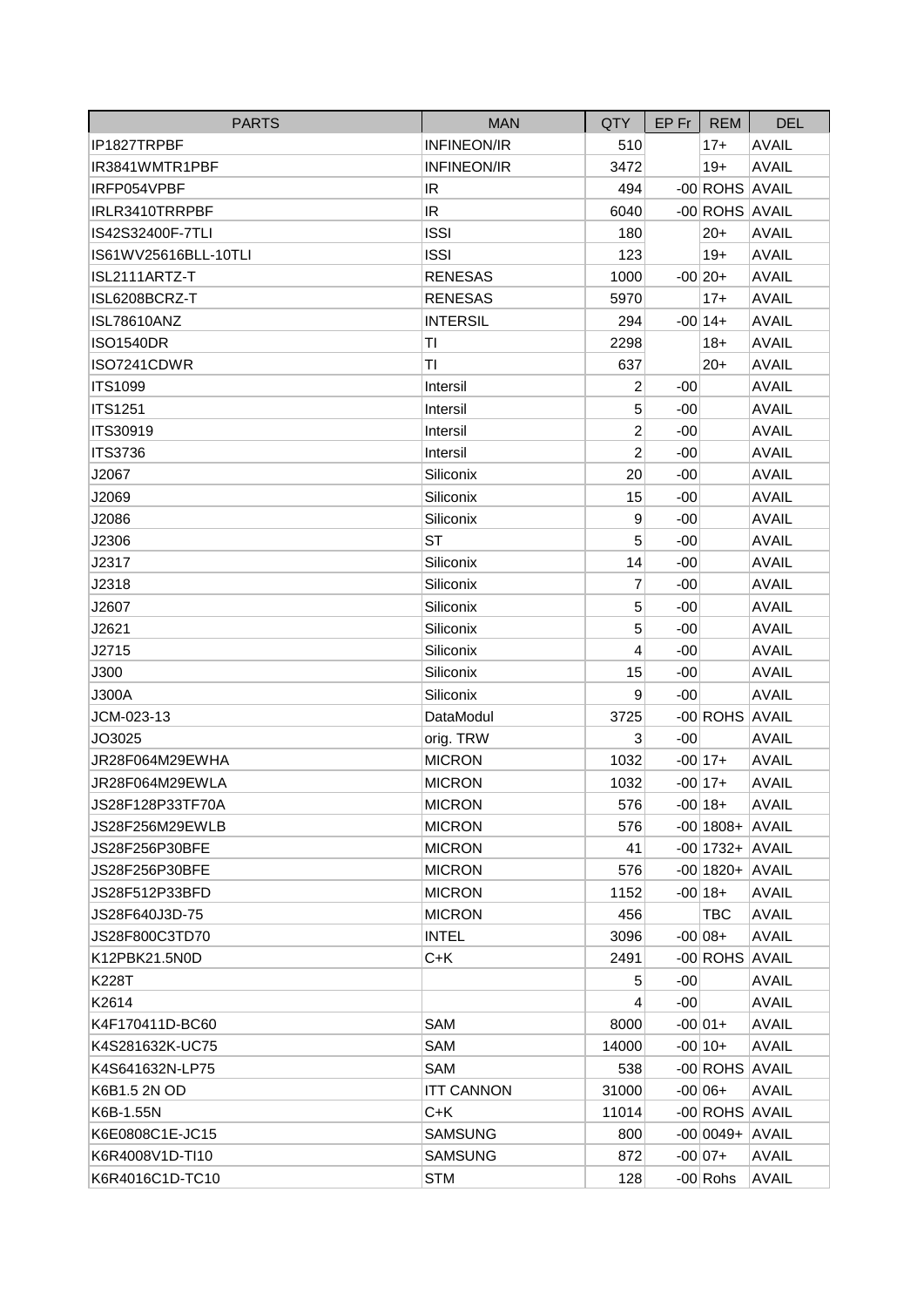| PARTS | MAN | QTY | EP Fr | REM | DEL |
|---|---|---|---|---|---|
| IP1827TRPBF | INFINEON/IR | 510 | | 17+ | AVAIL |
| IR3841WMTR1PBF | INFINEON/IR | 3472 | | 19+ | AVAIL |
| IRFP054VPBF | IR | 494 | -00 | ROHS | AVAIL |
| IRLR3410TRRPBF | IR | 6040 | -00 | ROHS | AVAIL |
| IS42S32400F-7TLI | ISSI | 180 | | 20+ | AVAIL |
| IS61WV25616BLL-10TLI | ISSI | 123 | | 19+ | AVAIL |
| ISL2111ARTZ-T | RENESAS | 1000 | -00 | 20+ | AVAIL |
| ISL6208BCRZ-T | RENESAS | 5970 | | 17+ | AVAIL |
| ISL78610ANZ | INTERSIL | 294 | -00 | 14+ | AVAIL |
| ISO1540DR | TI | 2298 | | 18+ | AVAIL |
| ISO7241CDWR | TI | 637 | | 20+ | AVAIL |
| ITS1099 | Intersil | 2 | -00 | | AVAIL |
| ITS1251 | Intersil | 5 | -00 | | AVAIL |
| ITS30919 | Intersil | 2 | -00 | | AVAIL |
| ITS3736 | Intersil | 2 | -00 | | AVAIL |
| J2067 | Siliconix | 20 | -00 | | AVAIL |
| J2069 | Siliconix | 15 | -00 | | AVAIL |
| J2086 | Siliconix | 9 | -00 | | AVAIL |
| J2306 | ST | 5 | -00 | | AVAIL |
| J2317 | Siliconix | 14 | -00 | | AVAIL |
| J2318 | Siliconix | 7 | -00 | | AVAIL |
| J2607 | Siliconix | 5 | -00 | | AVAIL |
| J2621 | Siliconix | 5 | -00 | | AVAIL |
| J2715 | Siliconix | 4 | -00 | | AVAIL |
| J300 | Siliconix | 15 | -00 | | AVAIL |
| J300A | Siliconix | 9 | -00 | | AVAIL |
| JCM-023-13 | DataModul | 3725 | -00 | ROHS | AVAIL |
| JO3025 | orig. TRW | 3 | -00 | | AVAIL |
| JR28F064M29EWHA | MICRON | 1032 | -00 | 17+ | AVAIL |
| JR28F064M29EWLA | MICRON | 1032 | -00 | 17+ | AVAIL |
| JS28F128P33TF70A | MICRON | 576 | -00 | 18+ | AVAIL |
| JS28F256M29EWLB | MICRON | 576 | -00 | 1808+ | AVAIL |
| JS28F256P30BFE | MICRON | 41 | -00 | 1732+ | AVAIL |
| JS28F256P30BFE | MICRON | 576 | -00 | 1820+ | AVAIL |
| JS28F512P33BFD | MICRON | 1152 | -00 | 18+ | AVAIL |
| JS28F640J3D-75 | MICRON | 456 | | TBC | AVAIL |
| JS28F800C3TD70 | INTEL | 3096 | -00 | 08+ | AVAIL |
| K12PBK21.5N0D | C+K | 2491 | -00 | ROHS | AVAIL |
| K228T | | 5 | -00 | | AVAIL |
| K2614 | | 4 | -00 | | AVAIL |
| K4F170411D-BC60 | SAM | 8000 | -00 | 01+ | AVAIL |
| K4S281632K-UC75 | SAM | 14000 | -00 | 10+ | AVAIL |
| K4S641632N-LP75 | SAM | 538 | -00 | ROHS | AVAIL |
| K6B1.5 2N OD | ITT CANNON | 31000 | -00 | 06+ | AVAIL |
| K6B-1.55N | C+K | 11014 | -00 | ROHS | AVAIL |
| K6E0808C1E-JC15 | SAMSUNG | 800 | -00 | 0049+ | AVAIL |
| K6R4008V1D-TI10 | SAMSUNG | 872 | -00 | 07+ | AVAIL |
| K6R4016C1D-TC10 | STM | 128 | -00 | Rohs | AVAIL |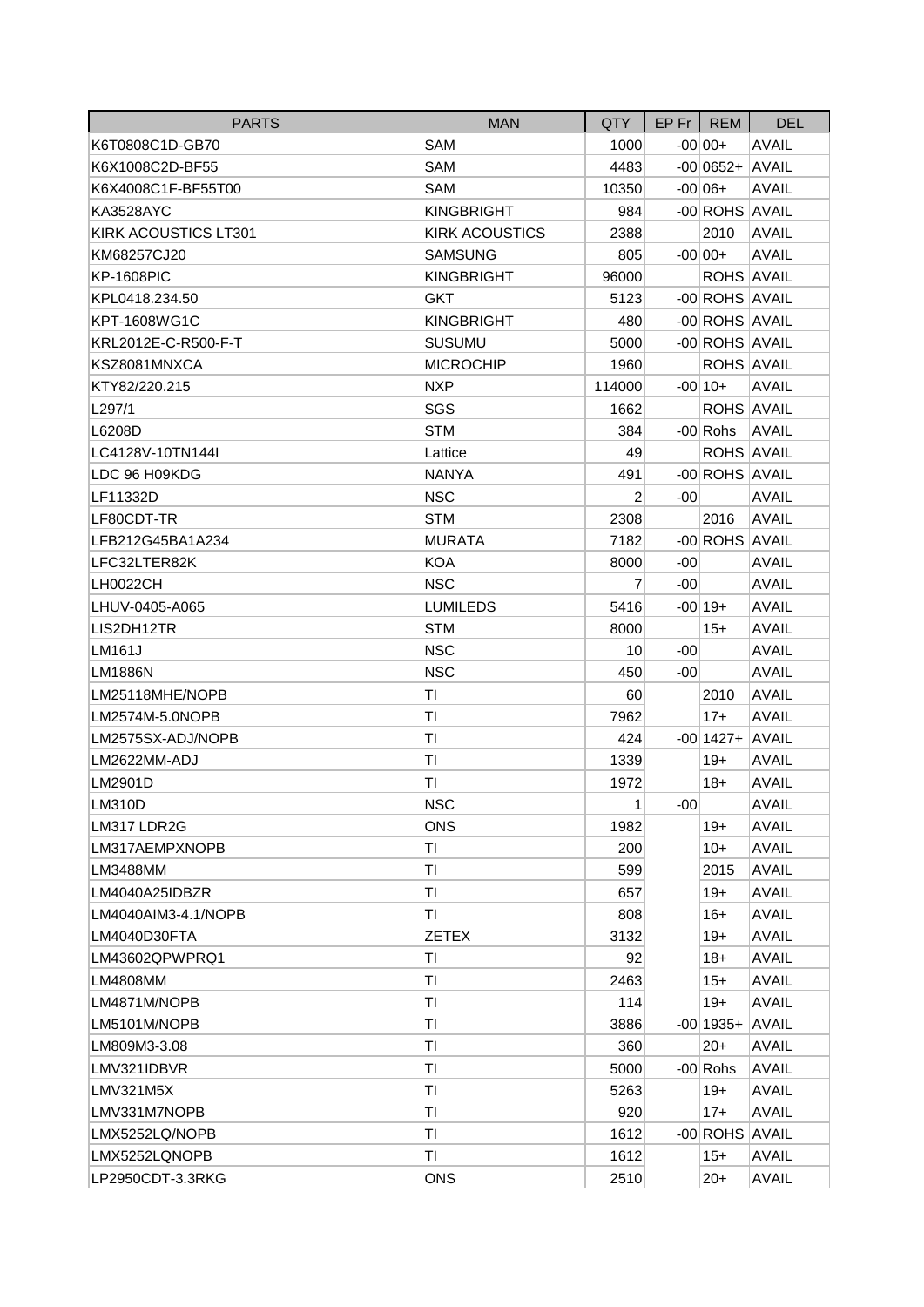| PARTS | MAN | QTY | EP Fr | REM | DEL |
|---|---|---|---|---|---|
| K6T0808C1D-GB70 | SAM | 1000 | -00 | 00+ | AVAIL |
| K6X1008C2D-BF55 | SAM | 4483 | -00 | 0652+ | AVAIL |
| K6X4008C1F-BF55T00 | SAM | 10350 | -00 | 06+ | AVAIL |
| KA3528AYC | KINGBRIGHT | 984 | -00 | ROHS | AVAIL |
| KIRK ACOUSTICS LT301 | KIRK ACOUSTICS | 2388 | | 2010 | AVAIL |
| KM68257CJ20 | SAMSUNG | 805 | -00 | 00+ | AVAIL |
| KP-1608PIC | KINGBRIGHT | 96000 | | ROHS | AVAIL |
| KPL0418.234.50 | GKT | 5123 | -00 | ROHS | AVAIL |
| KPT-1608WG1C | KINGBRIGHT | 480 | -00 | ROHS | AVAIL |
| KRL2012E-C-R500-F-T | SUSUMU | 5000 | -00 | ROHS | AVAIL |
| KSZ8081MNXCA | MICROCHIP | 1960 | | ROHS | AVAIL |
| KTY82/220.215 | NXP | 114000 | -00 | 10+ | AVAIL |
| L297/1 | SGS | 1662 | | ROHS | AVAIL |
| L6208D | STM | 384 | -00 | Rohs | AVAIL |
| LC4128V-10TN144I | Lattice | 49 | | ROHS | AVAIL |
| LDC 96 H09KDG | NANYA | 491 | -00 | ROHS | AVAIL |
| LF11332D | NSC | 2 | -00 | | AVAIL |
| LF80CDT-TR | STM | 2308 | | 2016 | AVAIL |
| LFB212G45BA1A234 | MURATA | 7182 | -00 | ROHS | AVAIL |
| LFC32LTER82K | KOA | 8000 | -00 | | AVAIL |
| LH0022CH | NSC | 7 | -00 | | AVAIL |
| LHUV-0405-A065 | LUMILEDS | 5416 | -00 | 19+ | AVAIL |
| LIS2DH12TR | STM | 8000 | | 15+ | AVAIL |
| LM161J | NSC | 10 | -00 | | AVAIL |
| LM1886N | NSC | 450 | -00 | | AVAIL |
| LM25118MHE/NOPB | TI | 60 | | 2010 | AVAIL |
| LM2574M-5.0NOPB | TI | 7962 | | 17+ | AVAIL |
| LM2575SX-ADJ/NOPB | TI | 424 | -00 | 1427+ | AVAIL |
| LM2622MM-ADJ | TI | 1339 | | 19+ | AVAIL |
| LM2901D | TI | 1972 | | 18+ | AVAIL |
| LM310D | NSC | 1 | -00 | | AVAIL |
| LM317 LDR2G | ONS | 1982 | | 19+ | AVAIL |
| LM317AEMPXNOPB | TI | 200 | | 10+ | AVAIL |
| LM3488MM | TI | 599 | | 2015 | AVAIL |
| LM4040A25IDBZR | TI | 657 | | 19+ | AVAIL |
| LM4040AIM3-4.1/NOPB | TI | 808 | | 16+ | AVAIL |
| LM4040D30FTA | ZETEX | 3132 | | 19+ | AVAIL |
| LM43602QPWPRQ1 | TI | 92 | | 18+ | AVAIL |
| LM4808MM | TI | 2463 | | 15+ | AVAIL |
| LM4871M/NOPB | TI | 114 | | 19+ | AVAIL |
| LM5101M/NOPB | TI | 3886 | -00 | 1935+ | AVAIL |
| LM809M3-3.08 | TI | 360 | | 20+ | AVAIL |
| LMV321IDBVR | TI | 5000 | -00 | Rohs | AVAIL |
| LMV321M5X | TI | 5263 | | 19+ | AVAIL |
| LMV331M7NOPB | TI | 920 | | 17+ | AVAIL |
| LMX5252LQ/NOPB | TI | 1612 | -00 | ROHS | AVAIL |
| LMX5252LQNOPB | TI | 1612 | | 15+ | AVAIL |
| LP2950CDT-3.3RKG | ONS | 2510 | | 20+ | AVAIL |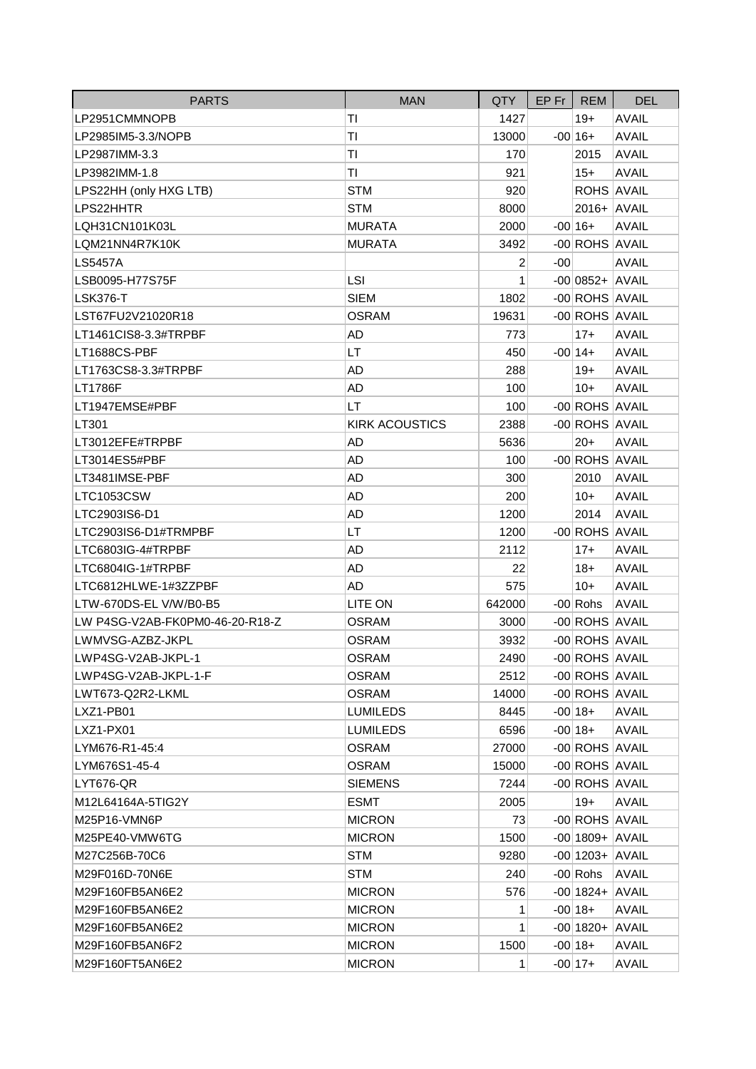| PARTS | MAN | QTY | EP Fr | REM | DEL |
|---|---|---|---|---|---|
| LP2951CMMNOPB | TI | 1427 | | 19+ | AVAIL |
| LP2985IM5-3.3/NOPB | TI | 13000 | -00 | 16+ | AVAIL |
| LP2987IMM-3.3 | TI | 170 | | 2015 | AVAIL |
| LP3982IMM-1.8 | TI | 921 | | 15+ | AVAIL |
| LPS22HH (only HXG LTB) | STM | 920 | | ROHS | AVAIL |
| LPS22HHTR | STM | 8000 | | 2016+ | AVAIL |
| LQH31CN101K03L | MURATA | 2000 | -00 | 16+ | AVAIL |
| LQM21NN4R7K10K | MURATA | 3492 | -00 | ROHS | AVAIL |
| LS5457A | | 2 | -00 | | AVAIL |
| LSB0095-H77S75F | LSI | 1 | -00 | 0852+ | AVAIL |
| LSK376-T | SIEM | 1802 | -00 | ROHS | AVAIL |
| LST67FU2V21020R18 | OSRAM | 19631 | -00 | ROHS | AVAIL |
| LT1461CIS8-3.3#TRPBF | AD | 773 | | 17+ | AVAIL |
| LT1688CS-PBF | LT | 450 | -00 | 14+ | AVAIL |
| LT1763CS8-3.3#TRPBF | AD | 288 | | 19+ | AVAIL |
| LT1786F | AD | 100 | | 10+ | AVAIL |
| LT1947EMSE#PBF | LT | 100 | -00 | ROHS | AVAIL |
| LT301 | KIRK ACOUSTICS | 2388 | -00 | ROHS | AVAIL |
| LT3012EFE#TRPBF | AD | 5636 | | 20+ | AVAIL |
| LT3014ES5#PBF | AD | 100 | -00 | ROHS | AVAIL |
| LT3481IMSE-PBF | AD | 300 | | 2010 | AVAIL |
| LTC1053CSW | AD | 200 | | 10+ | AVAIL |
| LTC2903IS6-D1 | AD | 1200 | | 2014 | AVAIL |
| LTC2903IS6-D1#TRMPBF | LT | 1200 | -00 | ROHS | AVAIL |
| LTC6803IG-4#TRPBF | AD | 2112 | | 17+ | AVAIL |
| LTC6804IG-1#TRPBF | AD | 22 | | 18+ | AVAIL |
| LTC6812HLWE-1#3ZZPBF | AD | 575 | | 10+ | AVAIL |
| LTW-670DS-EL V/W/B0-B5 | LITE ON | 642000 | -00 | Rohs | AVAIL |
| LW P4SG-V2AB-FK0PM0-46-20-R18-Z | OSRAM | 3000 | -00 | ROHS | AVAIL |
| LWMVSG-AZBZ-JKPL | OSRAM | 3932 | -00 | ROHS | AVAIL |
| LWP4SG-V2AB-JKPL-1 | OSRAM | 2490 | -00 | ROHS | AVAIL |
| LWP4SG-V2AB-JKPL-1-F | OSRAM | 2512 | -00 | ROHS | AVAIL |
| LWT673-Q2R2-LKML | OSRAM | 14000 | -00 | ROHS | AVAIL |
| LXZ1-PB01 | LUMILEDS | 8445 | -00 | 18+ | AVAIL |
| LXZ1-PX01 | LUMILEDS | 6596 | -00 | 18+ | AVAIL |
| LYM676-R1-45:4 | OSRAM | 27000 | -00 | ROHS | AVAIL |
| LYM676S1-45-4 | OSRAM | 15000 | -00 | ROHS | AVAIL |
| LYT676-QR | SIEMENS | 7244 | -00 | ROHS | AVAIL |
| M12L64164A-5TIG2Y | ESMT | 2005 | | 19+ | AVAIL |
| M25P16-VMN6P | MICRON | 73 | -00 | ROHS | AVAIL |
| M25PE40-VMW6TG | MICRON | 1500 | -00 | 1809+ | AVAIL |
| M27C256B-70C6 | STM | 9280 | -00 | 1203+ | AVAIL |
| M29F016D-70N6E | STM | 240 | -00 | Rohs | AVAIL |
| M29F160FB5AN6E2 | MICRON | 576 | -00 | 1824+ | AVAIL |
| M29F160FB5AN6E2 | MICRON | 1 | -00 | 18+ | AVAIL |
| M29F160FB5AN6E2 | MICRON | 1 | -00 | 1820+ | AVAIL |
| M29F160FB5AN6F2 | MICRON | 1500 | -00 | 18+ | AVAIL |
| M29F160FT5AN6E2 | MICRON | 1 | -00 | 17+ | AVAIL |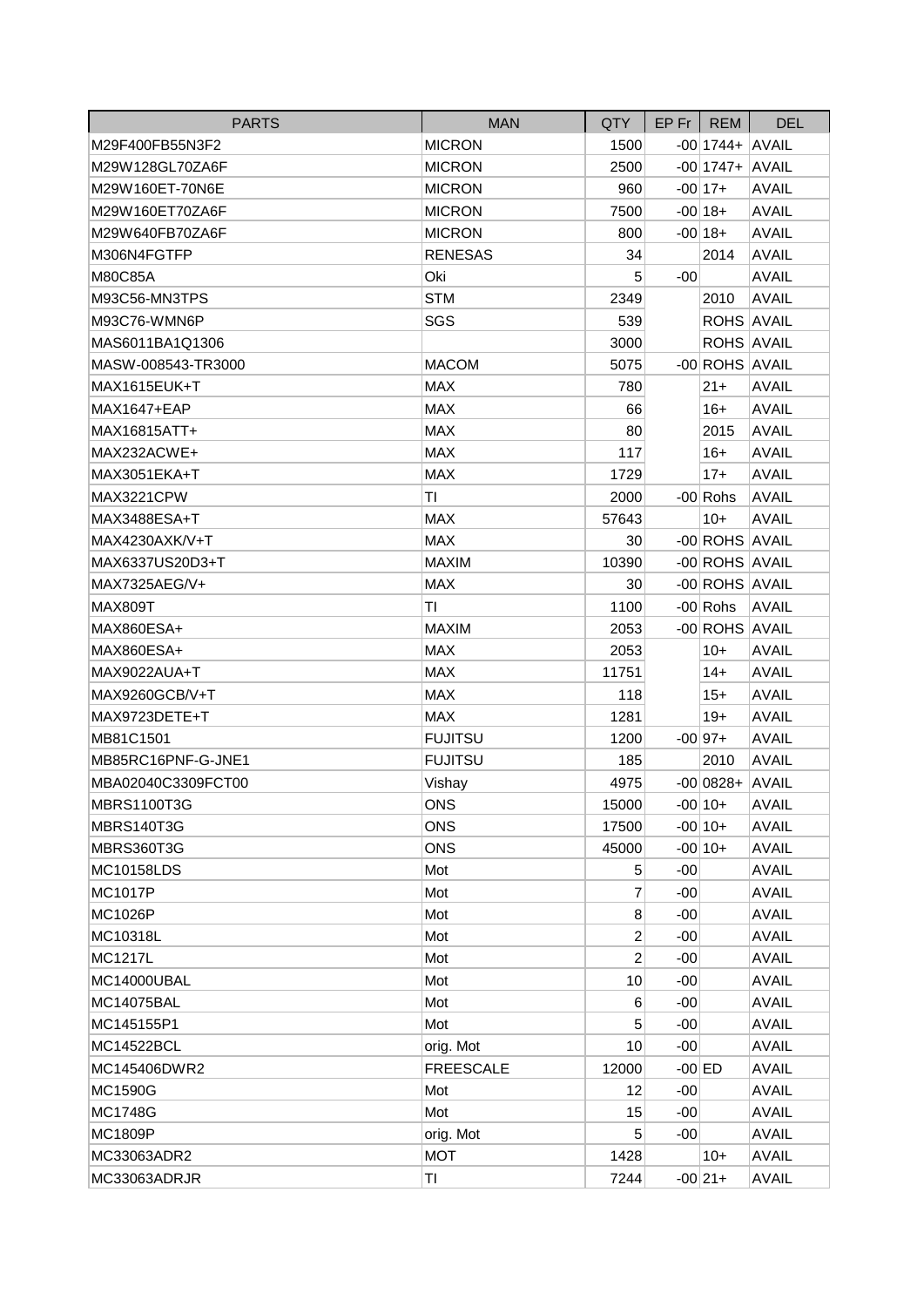| PARTS | MAN | QTY | EP Fr | REM | DEL |
|---|---|---|---|---|---|
| M29F400FB55N3F2 | MICRON | 1500 | -00 | 1744+ | AVAIL |
| M29W128GL70ZA6F | MICRON | 2500 | -00 | 1747+ | AVAIL |
| M29W160ET-70N6E | MICRON | 960 | -00 | 17+ | AVAIL |
| M29W160ET70ZA6F | MICRON | 7500 | -00 | 18+ | AVAIL |
| M29W640FB70ZA6F | MICRON | 800 | -00 | 18+ | AVAIL |
| M306N4FGTFP | RENESAS | 34 | | 2014 | AVAIL |
| M80C85A | Oki | 5 | -00 | | AVAIL |
| M93C56-MN3TPS | STM | 2349 | | 2010 | AVAIL |
| M93C76-WMN6P | SGS | 539 | | ROHS | AVAIL |
| MAS6011BA1Q1306 | | 3000 | | ROHS | AVAIL |
| MASW-008543-TR3000 | MACOM | 5075 | -00 | ROHS | AVAIL |
| MAX1615EUK+T | MAX | 780 | | 21+ | AVAIL |
| MAX1647+EAP | MAX | 66 | | 16+ | AVAIL |
| MAX16815ATT+ | MAX | 80 | | 2015 | AVAIL |
| MAX232ACWE+ | MAX | 117 | | 16+ | AVAIL |
| MAX3051EKA+T | MAX | 1729 | | 17+ | AVAIL |
| MAX3221CPW | TI | 2000 | -00 | Rohs | AVAIL |
| MAX3488ESA+T | MAX | 57643 | | 10+ | AVAIL |
| MAX4230AXK/V+T | MAX | 30 | -00 | ROHS | AVAIL |
| MAX6337US20D3+T | MAXIM | 10390 | -00 | ROHS | AVAIL |
| MAX7325AEG/V+ | MAX | 30 | -00 | ROHS | AVAIL |
| MAX809T | TI | 1100 | -00 | Rohs | AVAIL |
| MAX860ESA+ | MAXIM | 2053 | -00 | ROHS | AVAIL |
| MAX860ESA+ | MAX | 2053 | | 10+ | AVAIL |
| MAX9022AUA+T | MAX | 11751 | | 14+ | AVAIL |
| MAX9260GCB/V+T | MAX | 118 | | 15+ | AVAIL |
| MAX9723DETE+T | MAX | 1281 | | 19+ | AVAIL |
| MB81C1501 | FUJITSU | 1200 | -00 | 97+ | AVAIL |
| MB85RC16PNF-G-JNE1 | FUJITSU | 185 | | 2010 | AVAIL |
| MBA02040C3309FCT00 | Vishay | 4975 | -00 | 0828+ | AVAIL |
| MBRS1100T3G | ONS | 15000 | -00 | 10+ | AVAIL |
| MBRS140T3G | ONS | 17500 | -00 | 10+ | AVAIL |
| MBRS360T3G | ONS | 45000 | -00 | 10+ | AVAIL |
| MC10158LDS | Mot | 5 | -00 | | AVAIL |
| MC1017P | Mot | 7 | -00 | | AVAIL |
| MC1026P | Mot | 8 | -00 | | AVAIL |
| MC10318L | Mot | 2 | -00 | | AVAIL |
| MC1217L | Mot | 2 | -00 | | AVAIL |
| MC14000UBAL | Mot | 10 | -00 | | AVAIL |
| MC14075BAL | Mot | 6 | -00 | | AVAIL |
| MC145155P1 | Mot | 5 | -00 | | AVAIL |
| MC14522BCL | orig. Mot | 10 | -00 | | AVAIL |
| MC145406DWR2 | FREESCALE | 12000 | -00 | ED | AVAIL |
| MC1590G | Mot | 12 | -00 | | AVAIL |
| MC1748G | Mot | 15 | -00 | | AVAIL |
| MC1809P | orig. Mot | 5 | -00 | | AVAIL |
| MC33063ADR2 | MOT | 1428 | | 10+ | AVAIL |
| MC33063ADRJR | TI | 7244 | -00 | 21+ | AVAIL |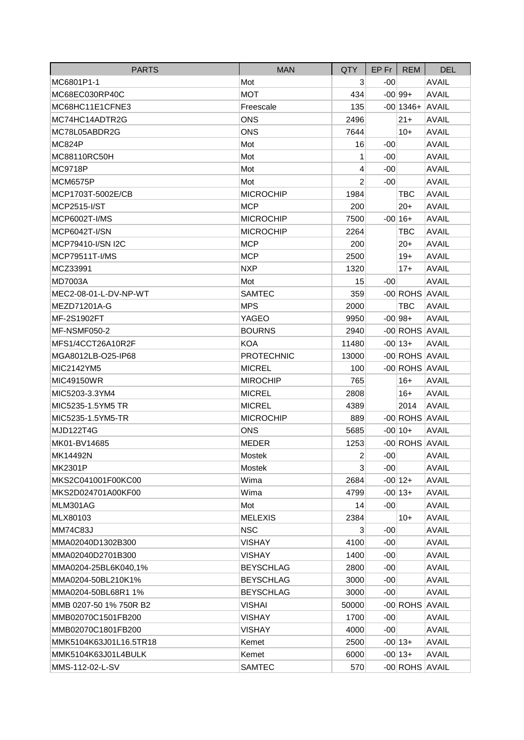| PARTS | MAN | QTY | EP Fr | REM | DEL |
|---|---|---|---|---|---|
| MC6801P1-1 | Mot | 3 | -00 | | AVAIL |
| MC68EC030RP40C | MOT | 434 | -00 | 99+ | AVAIL |
| MC68HC11E1CFNE3 | Freescale | 135 | -00 | 1346+ | AVAIL |
| MC74HC14ADTR2G | ONS | 2496 | | 21+ | AVAIL |
| MC78L05ABDR2G | ONS | 7644 | | 10+ | AVAIL |
| MC824P | Mot | 16 | -00 | | AVAIL |
| MC88110RC50H | Mot | 1 | -00 | | AVAIL |
| MC9718P | Mot | 4 | -00 | | AVAIL |
| MCM6575P | Mot | 2 | -00 | | AVAIL |
| MCP1703T-5002E/CB | MICROCHIP | 1984 | | TBC | AVAIL |
| MCP2515-I/ST | MCP | 200 | | 20+ | AVAIL |
| MCP6002T-I/MS | MICROCHIP | 7500 | -00 | 16+ | AVAIL |
| MCP6042T-I/SN | MICROCHIP | 2264 | | TBC | AVAIL |
| MCP79410-I/SN I2C | MCP | 200 | | 20+ | AVAIL |
| MCP79511T-I/MS | MCP | 2500 | | 19+ | AVAIL |
| MCZ33991 | NXP | 1320 | | 17+ | AVAIL |
| MD7003A | Mot | 15 | -00 | | AVAIL |
| MEC2-08-01-L-DV-NP-WT | SAMTEC | 359 | -00 | ROHS | AVAIL |
| MEZD71201A-G | MPS | 2000 | | TBC | AVAIL |
| MF-2S1902FT | YAGEO | 9950 | -00 | 98+ | AVAIL |
| MF-NSMF050-2 | BOURNS | 2940 | -00 | ROHS | AVAIL |
| MFS1/4CCT26A10R2F | KOA | 11480 | -00 | 13+ | AVAIL |
| MGA8012LB-O25-IP68 | PROTECHNIC | 13000 | -00 | ROHS | AVAIL |
| MIC2142YM5 | MICREL | 100 | -00 | ROHS | AVAIL |
| MIC49150WR | MIROCHIP | 765 | | 16+ | AVAIL |
| MIC5203-3.3YM4 | MICREL | 2808 | | 16+ | AVAIL |
| MIC5235-1.5YM5 TR | MICREL | 4389 | | 2014 | AVAIL |
| MIC5235-1.5YM5-TR | MICROCHIP | 889 | -00 | ROHS | AVAIL |
| MJD122T4G | ONS | 5685 | -00 | 10+ | AVAIL |
| MK01-BV14685 | MEDER | 1253 | -00 | ROHS | AVAIL |
| MK14492N | Mostek | 2 | -00 | | AVAIL |
| MK2301P | Mostek | 3 | -00 | | AVAIL |
| MKS2C041001F00KC00 | Wima | 2684 | -00 | 12+ | AVAIL |
| MKS2D024701A00KF00 | Wima | 4799 | -00 | 13+ | AVAIL |
| MLM301AG | Mot | 14 | -00 | | AVAIL |
| MLX80103 | MELEXIS | 2384 | | 10+ | AVAIL |
| MM74C83J | NSC | 3 | -00 | | AVAIL |
| MMA02040D1302B300 | VISHAY | 4100 | -00 | | AVAIL |
| MMA02040D2701B300 | VISHAY | 1400 | -00 | | AVAIL |
| MMA0204-25BL6K040,1% | BEYSCHLAG | 2800 | -00 | | AVAIL |
| MMA0204-50BL210K1% | BEYSCHLAG | 3000 | -00 | | AVAIL |
| MMA0204-50BL68R1 1% | BEYSCHLAG | 3000 | -00 | | AVAIL |
| MMB 0207-50 1% 750R B2 | VISHAI | 50000 | -00 | ROHS | AVAIL |
| MMB02070C1501FB200 | VISHAY | 1700 | -00 | | AVAIL |
| MMB02070C1801FB200 | VISHAY | 4000 | -00 | | AVAIL |
| MMK5104K63J01L16.5TR18 | Kemet | 2500 | -00 | 13+ | AVAIL |
| MMK5104K63J01L4BULK | Kemet | 6000 | -00 | 13+ | AVAIL |
| MMS-112-02-L-SV | SAMTEC | 570 | -00 | ROHS | AVAIL |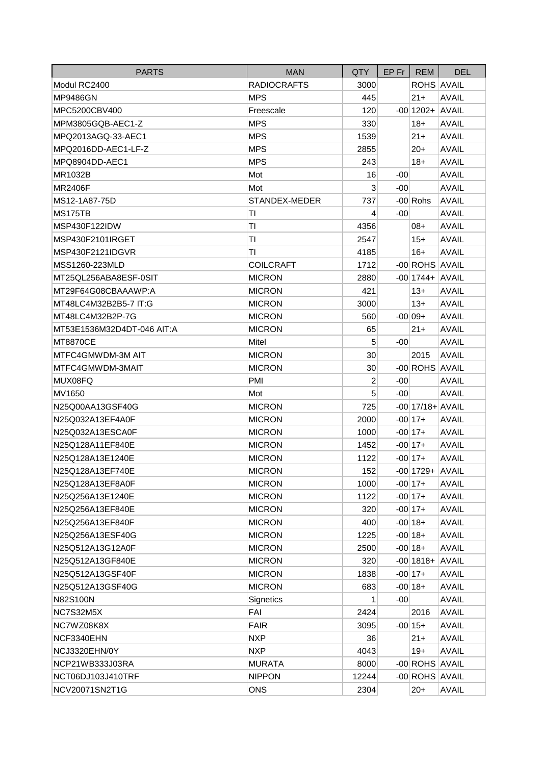| PARTS | MAN | QTY | EP Fr | REM | DEL |
|---|---|---|---|---|---|
| Modul RC2400 | RADIOCRAFTS | 3000 | | ROHS | AVAIL |
| MP9486GN | MPS | 445 | | 21+ | AVAIL |
| MPC5200CBV400 | Freescale | 120 | -00 | 1202+ | AVAIL |
| MPM3805GQB-AEC1-Z | MPS | 330 | | 18+ | AVAIL |
| MPQ2013AGQ-33-AEC1 | MPS | 1539 | | 21+ | AVAIL |
| MPQ2016DD-AEC1-LF-Z | MPS | 2855 | | 20+ | AVAIL |
| MPQ8904DD-AEC1 | MPS | 243 | | 18+ | AVAIL |
| MR1032B | Mot | 16 | -00 | | AVAIL |
| MR2406F | Mot | 3 | -00 | | AVAIL |
| MS12-1A87-75D | STANDEX-MEDER | 737 | -00 | Rohs | AVAIL |
| MS175TB | TI | 4 | -00 | | AVAIL |
| MSP430F122IDW | TI | 4356 | | 08+ | AVAIL |
| MSP430F2101IRGET | TI | 2547 | | 15+ | AVAIL |
| MSP430F2121IDGVR | TI | 4185 | | 16+ | AVAIL |
| MSS1260-223MLD | COILCRAFT | 1712 | -00 | ROHS | AVAIL |
| MT25QL256ABA8ESF-0SIT | MICRON | 2880 | -00 | 1744+ | AVAIL |
| MT29F64G08CBAAAWP:A | MICRON | 421 | | 13+ | AVAIL |
| MT48LC4M32B2B5-7 IT:G | MICRON | 3000 | | 13+ | AVAIL |
| MT48LC4M32B2P-7G | MICRON | 560 | -00 | 09+ | AVAIL |
| MT53E1536M32D4DT-046 AIT:A | MICRON | 65 | | 21+ | AVAIL |
| MT8870CE | Mitel | 5 | -00 | | AVAIL |
| MTFC4GMWDM-3M AIT | MICRON | 30 | | 2015 | AVAIL |
| MTFC4GMWDM-3MAIT | MICRON | 30 | -00 | ROHS | AVAIL |
| MUX08FQ | PMI | 2 | -00 | | AVAIL |
| MV1650 | Mot | 5 | -00 | | AVAIL |
| N25Q00AA13GSF40G | MICRON | 725 | -00 | 17/18+ | AVAIL |
| N25Q032A13EF4A0F | MICRON | 2000 | -00 | 17+ | AVAIL |
| N25Q032A13ESCA0F | MICRON | 1000 | -00 | 17+ | AVAIL |
| N25Q128A11EF840E | MICRON | 1452 | -00 | 17+ | AVAIL |
| N25Q128A13E1240E | MICRON | 1122 | -00 | 17+ | AVAIL |
| N25Q128A13EF740E | MICRON | 152 | -00 | 1729+ | AVAIL |
| N25Q128A13EF8A0F | MICRON | 1000 | -00 | 17+ | AVAIL |
| N25Q256A13E1240E | MICRON | 1122 | -00 | 17+ | AVAIL |
| N25Q256A13EF840E | MICRON | 320 | -00 | 17+ | AVAIL |
| N25Q256A13EF840F | MICRON | 400 | -00 | 18+ | AVAIL |
| N25Q256A13ESF40G | MICRON | 1225 | -00 | 18+ | AVAIL |
| N25Q512A13G12A0F | MICRON | 2500 | -00 | 18+ | AVAIL |
| N25Q512A13GF840E | MICRON | 320 | -00 | 1818+ | AVAIL |
| N25Q512A13GSF40F | MICRON | 1838 | -00 | 17+ | AVAIL |
| N25Q512A13GSF40G | MICRON | 683 | -00 | 18+ | AVAIL |
| N82S100N | Signetics | 1 | -00 | | AVAIL |
| NC7S32M5X | FAI | 2424 | | 2016 | AVAIL |
| NC7WZ08K8X | FAIR | 3095 | -00 | 15+ | AVAIL |
| NCF3340EHN | NXP | 36 | | 21+ | AVAIL |
| NCJ3320EHN/0Y | NXP | 4043 | | 19+ | AVAIL |
| NCP21WB333J03RA | MURATA | 8000 | -00 | ROHS | AVAIL |
| NCT06DJ103J410TRF | NIPPON | 12244 | -00 | ROHS | AVAIL |
| NCV20071SN2T1G | ONS | 2304 | | 20+ | AVAIL |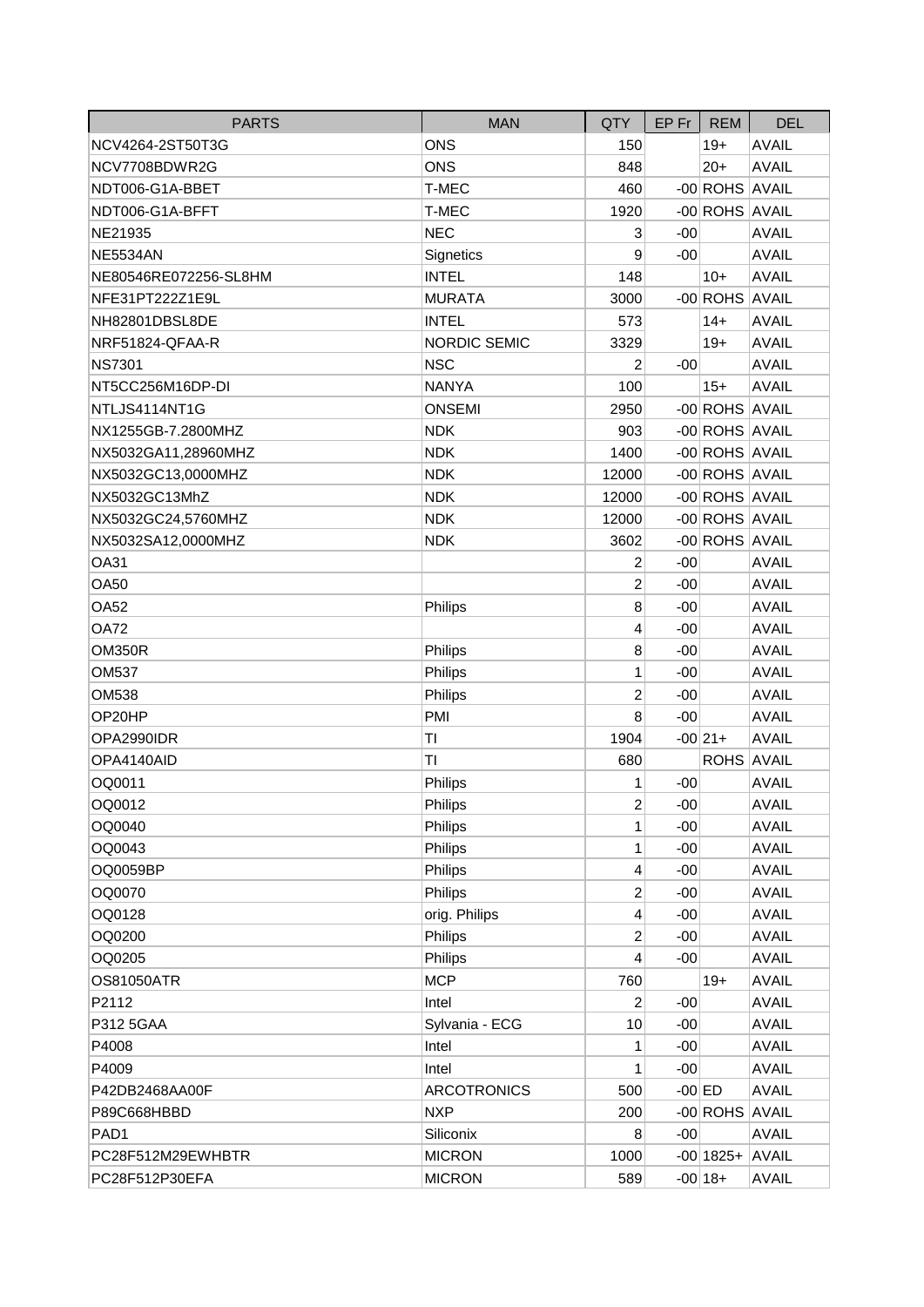| PARTS | MAN | QTY | EP Fr | REM | DEL |
|---|---|---|---|---|---|
| NCV4264-2ST50T3G | ONS | 150 | | 19+ | AVAIL |
| NCV7708BDWR2G | ONS | 848 | | 20+ | AVAIL |
| NDT006-G1A-BBET | T-MEC | 460 | -00 | ROHS | AVAIL |
| NDT006-G1A-BFFT | T-MEC | 1920 | -00 | ROHS | AVAIL |
| NE21935 | NEC | 3 | -00 | | AVAIL |
| NE5534AN | Signetics | 9 | -00 | | AVAIL |
| NE80546RE072256-SL8HM | INTEL | 148 | | 10+ | AVAIL |
| NFE31PT222Z1E9L | MURATA | 3000 | -00 | ROHS | AVAIL |
| NH82801DBSL8DE | INTEL | 573 | | 14+ | AVAIL |
| NRF51824-QFAA-R | NORDIC SEMIC | 3329 | | 19+ | AVAIL |
| NS7301 | NSC | 2 | -00 | | AVAIL |
| NT5CC256M16DP-DI | NANYA | 100 | | 15+ | AVAIL |
| NTLJS4114NT1G | ONSEMI | 2950 | -00 | ROHS | AVAIL |
| NX1255GB-7.2800MHZ | NDK | 903 | -00 | ROHS | AVAIL |
| NX5032GA11,28960MHZ | NDK | 1400 | -00 | ROHS | AVAIL |
| NX5032GC13,0000MHZ | NDK | 12000 | -00 | ROHS | AVAIL |
| NX5032GC13MhZ | NDK | 12000 | -00 | ROHS | AVAIL |
| NX5032GC24,5760MHZ | NDK | 12000 | -00 | ROHS | AVAIL |
| NX5032SA12,0000MHZ | NDK | 3602 | -00 | ROHS | AVAIL |
| OA31 | | 2 | -00 | | AVAIL |
| OA50 | | 2 | -00 | | AVAIL |
| OA52 | Philips | 8 | -00 | | AVAIL |
| OA72 | | 4 | -00 | | AVAIL |
| OM350R | Philips | 8 | -00 | | AVAIL |
| OM537 | Philips | 1 | -00 | | AVAIL |
| OM538 | Philips | 2 | -00 | | AVAIL |
| OP20HP | PMI | 8 | -00 | | AVAIL |
| OPA2990IDR | TI | 1904 | -00 | 21+ | AVAIL |
| OPA4140AID | TI | 680 | | ROHS | AVAIL |
| OQ0011 | Philips | 1 | -00 | | AVAIL |
| OQ0012 | Philips | 2 | -00 | | AVAIL |
| OQ0040 | Philips | 1 | -00 | | AVAIL |
| OQ0043 | Philips | 1 | -00 | | AVAIL |
| OQ0059BP | Philips | 4 | -00 | | AVAIL |
| OQ0070 | Philips | 2 | -00 | | AVAIL |
| OQ0128 | orig. Philips | 4 | -00 | | AVAIL |
| OQ0200 | Philips | 2 | -00 | | AVAIL |
| OQ0205 | Philips | 4 | -00 | | AVAIL |
| OS81050ATR | MCP | 760 | | 19+ | AVAIL |
| P2112 | Intel | 2 | -00 | | AVAIL |
| P312 5GAA | Sylvania - ECG | 10 | -00 | | AVAIL |
| P4008 | Intel | 1 | -00 | | AVAIL |
| P4009 | Intel | 1 | -00 | | AVAIL |
| P42DB2468AA00F | ARCOTRONICS | 500 | -00 | ED | AVAIL |
| P89C668HBBD | NXP | 200 | -00 | ROHS | AVAIL |
| PAD1 | Siliconix | 8 | -00 | | AVAIL |
| PC28F512M29EWHBTR | MICRON | 1000 | -00 | 1825+ | AVAIL |
| PC28F512P30EFA | MICRON | 589 | -00 | 18+ | AVAIL |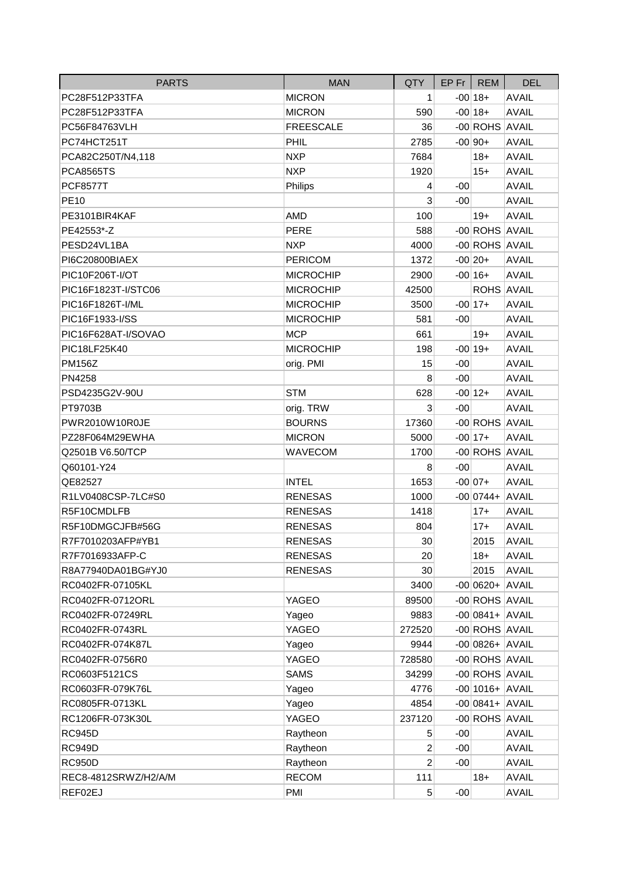| PARTS | MAN | QTY | EP Fr | REM | DEL |
|---|---|---|---|---|---|
| PC28F512P33TFA | MICRON | 1 | -00 | 18+ | AVAIL |
| PC28F512P33TFA | MICRON | 590 | -00 | 18+ | AVAIL |
| PC56F84763VLH | FREESCALE | 36 | -00 | ROHS | AVAIL |
| PC74HCT251T | PHIL | 2785 | -00 | 90+ | AVAIL |
| PCA82C250T/N4,118 | NXP | 7684 | | 18+ | AVAIL |
| PCA8565TS | NXP | 1920 | | 15+ | AVAIL |
| PCF8577T | Philips | 4 | -00 | | AVAIL |
| PE10 | | 3 | -00 | | AVAIL |
| PE3101BIR4KAF | AMD | 100 | | 19+ | AVAIL |
| PE42553*-Z | PERE | 588 | -00 | ROHS | AVAIL |
| PESD24VL1BA | NXP | 4000 | -00 | ROHS | AVAIL |
| PI6C20800BIAEX | PERICOM | 1372 | -00 | 20+ | AVAIL |
| PIC10F206T-I/OT | MICROCHIP | 2900 | -00 | 16+ | AVAIL |
| PIC16F1823T-I/STC06 | MICROCHIP | 42500 | | ROHS | AVAIL |
| PIC16F1826T-I/ML | MICROCHIP | 3500 | -00 | 17+ | AVAIL |
| PIC16F1933-I/SS | MICROCHIP | 581 | -00 | | AVAIL |
| PIC16F628AT-I/SOVAO | MCP | 661 | | 19+ | AVAIL |
| PIC18LF25K40 | MICROCHIP | 198 | -00 | 19+ | AVAIL |
| PM156Z | orig. PMI | 15 | -00 | | AVAIL |
| PN4258 | | 8 | -00 | | AVAIL |
| PSD4235G2V-90U | STM | 628 | -00 | 12+ | AVAIL |
| PT9703B | orig. TRW | 3 | -00 | | AVAIL |
| PWR2010W10R0JE | BOURNS | 17360 | -00 | ROHS | AVAIL |
| PZ28F064M29EWHA | MICRON | 5000 | -00 | 17+ | AVAIL |
| Q2501B V6.50/TCP | WAVECOM | 1700 | -00 | ROHS | AVAIL |
| Q60101-Y24 | | 8 | -00 | | AVAIL |
| QE82527 | INTEL | 1653 | -00 | 07+ | AVAIL |
| R1LV0408CSP-7LC#S0 | RENESAS | 1000 | -00 | 0744+ | AVAIL |
| R5F10CMDLFB | RENESAS | 1418 | | 17+ | AVAIL |
| R5F10DMGCJFB#56G | RENESAS | 804 | | 17+ | AVAIL |
| R7F7010203AFP#YB1 | RENESAS | 30 | | 2015 | AVAIL |
| R7F7016933AFP-C | RENESAS | 20 | | 18+ | AVAIL |
| R8A77940DA01BG#YJ0 | RENESAS | 30 | | 2015 | AVAIL |
| RC0402FR-07105KL | | 3400 | -00 | 0620+ | AVAIL |
| RC0402FR-0712ORL | YAGEO | 89500 | -00 | ROHS | AVAIL |
| RC0402FR-07249RL | Yageo | 9883 | -00 | 0841+ | AVAIL |
| RC0402FR-0743RL | YAGEO | 272520 | -00 | ROHS | AVAIL |
| RC0402FR-074K87L | Yageo | 9944 | -00 | 0826+ | AVAIL |
| RC0402FR-0756R0 | YAGEO | 728580 | -00 | ROHS | AVAIL |
| RC0603F5121CS | SAMS | 34299 | -00 | ROHS | AVAIL |
| RC0603FR-079K76L | Yageo | 4776 | -00 | 1016+ | AVAIL |
| RC0805FR-0713KL | Yageo | 4854 | -00 | 0841+ | AVAIL |
| RC1206FR-073K30L | YAGEO | 237120 | -00 | ROHS | AVAIL |
| RC945D | Raytheon | 5 | -00 | | AVAIL |
| RC949D | Raytheon | 2 | -00 | | AVAIL |
| RC950D | Raytheon | 2 | -00 | | AVAIL |
| REC8-4812SRWZ/H2/A/M | RECOM | 111 | | 18+ | AVAIL |
| REF02EJ | PMI | 5 | -00 | | AVAIL |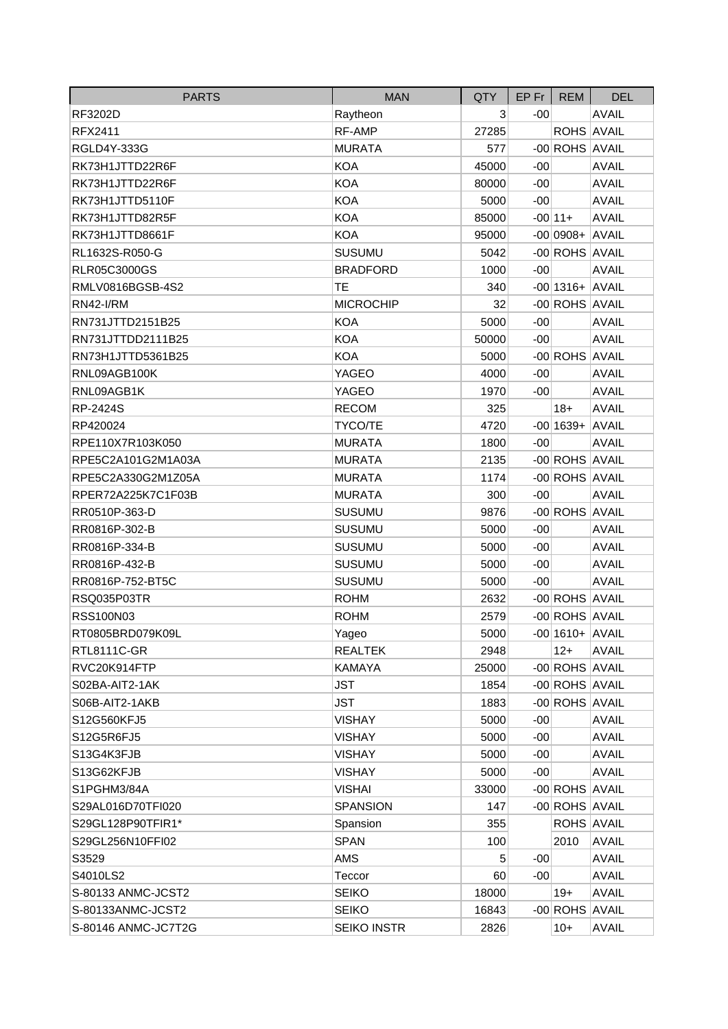| PARTS | MAN | QTY | EP Fr | REM | DEL |
|---|---|---|---|---|---|
| RF3202D | Raytheon | 3 | -00 | | AVAIL |
| RFX2411 | RF-AMP | 27285 | | ROHS | AVAIL |
| RGLD4Y-333G | MURATA | 577 | -00 | ROHS | AVAIL |
| RK73H1JTTD22R6F | KOA | 45000 | -00 | | AVAIL |
| RK73H1JTTD22R6F | KOA | 80000 | -00 | | AVAIL |
| RK73H1JTTD5110F | KOA | 5000 | -00 | | AVAIL |
| RK73H1JTTD82R5F | KOA | 85000 | -00 | 11+ | AVAIL |
| RK73H1JTTD8661F | KOA | 95000 | -00 | 0908+ | AVAIL |
| RL1632S-R050-G | SUSUMU | 5042 | -00 | ROHS | AVAIL |
| RLR05C3000GS | BRADFORD | 1000 | -00 | | AVAIL |
| RMLV0816BGSB-4S2 | TE | 340 | -00 | 1316+ | AVAIL |
| RN42-I/RM | MICROCHIP | 32 | -00 | ROHS | AVAIL |
| RN731JTTD2151B25 | KOA | 5000 | -00 | | AVAIL |
| RN731JTTDD2111B25 | KOA | 50000 | -00 | | AVAIL |
| RN73H1JTTD5361B25 | KOA | 5000 | -00 | ROHS | AVAIL |
| RNL09AGB100K | YAGEO | 4000 | -00 | | AVAIL |
| RNL09AGB1K | YAGEO | 1970 | -00 | | AVAIL |
| RP-2424S | RECOM | 325 | | 18+ | AVAIL |
| RP420024 | TYCO/TE | 4720 | -00 | 1639+ | AVAIL |
| RPE110X7R103K050 | MURATA | 1800 | -00 | | AVAIL |
| RPE5C2A101G2M1A03A | MURATA | 2135 | -00 | ROHS | AVAIL |
| RPE5C2A330G2M1Z05A | MURATA | 1174 | -00 | ROHS | AVAIL |
| RPER72A225K7C1F03B | MURATA | 300 | -00 | | AVAIL |
| RR0510P-363-D | SUSUMU | 9876 | -00 | ROHS | AVAIL |
| RR0816P-302-B | SUSUMU | 5000 | -00 | | AVAIL |
| RR0816P-334-B | SUSUMU | 5000 | -00 | | AVAIL |
| RR0816P-432-B | SUSUMU | 5000 | -00 | | AVAIL |
| RR0816P-752-BT5C | SUSUMU | 5000 | -00 | | AVAIL |
| RSQ035P03TR | ROHM | 2632 | -00 | ROHS | AVAIL |
| RSS100N03 | ROHM | 2579 | -00 | ROHS | AVAIL |
| RT0805BRD079K09L | Yageo | 5000 | -00 | 1610+ | AVAIL |
| RTL8111C-GR | REALTEK | 2948 | | 12+ | AVAIL |
| RVC20K914FTP | KAMAYA | 25000 | -00 | ROHS | AVAIL |
| S02BA-AIT2-1AK | JST | 1854 | -00 | ROHS | AVAIL |
| S06B-AIT2-1AKB | JST | 1883 | -00 | ROHS | AVAIL |
| S12G560KFJ5 | VISHAY | 5000 | -00 | | AVAIL |
| S12G5R6FJ5 | VISHAY | 5000 | -00 | | AVAIL |
| S13G4K3FJB | VISHAY | 5000 | -00 | | AVAIL |
| S13G62KFJB | VISHAY | 5000 | -00 | | AVAIL |
| S1PGHM3/84A | VISHAI | 33000 | -00 | ROHS | AVAIL |
| S29AL016D70TFI020 | SPANSION | 147 | -00 | ROHS | AVAIL |
| S29GL128P90TFIR1* | Spansion | 355 | | ROHS | AVAIL |
| S29GL256N10FFI02 | SPAN | 100 | | 2010 | AVAIL |
| S3529 | AMS | 5 | -00 | | AVAIL |
| S4010LS2 | Teccor | 60 | -00 | | AVAIL |
| S-80133 ANMC-JCST2 | SEIKO | 18000 | | 19+ | AVAIL |
| S-80133ANMC-JCST2 | SEIKO | 16843 | -00 | ROHS | AVAIL |
| S-80146 ANMC-JC7T2G | SEIKO INSTR | 2826 | | 10+ | AVAIL |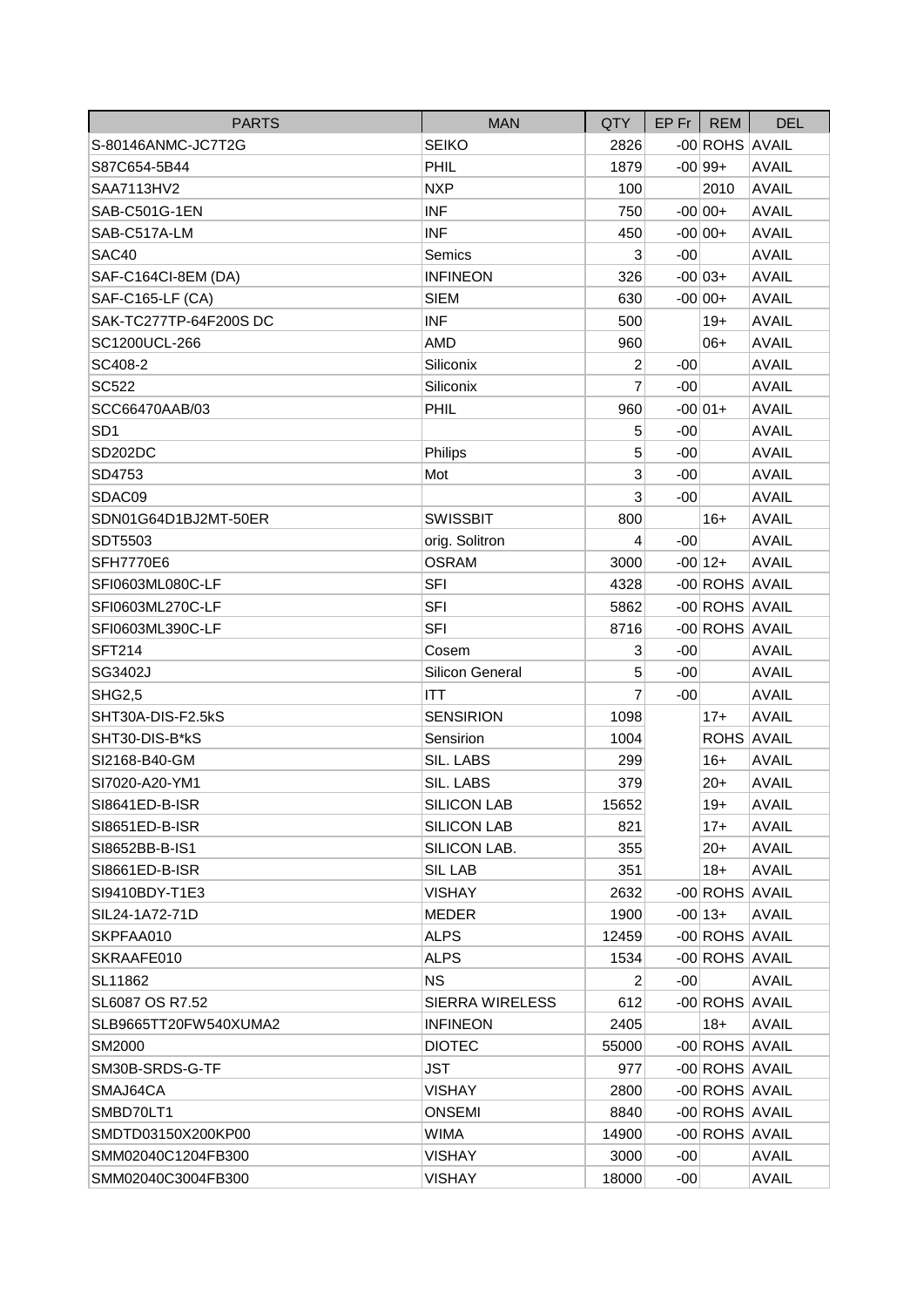| PARTS | MAN | QTY | EP Fr | REM | DEL |
|---|---|---|---|---|---|
| S-80146ANMC-JC7T2G | SEIKO | 2826 | -00 | ROHS | AVAIL |
| S87C654-5B44 | PHIL | 1879 | -00 | 99+ | AVAIL |
| SAA7113HV2 | NXP | 100 | | 2010 | AVAIL |
| SAB-C501G-1EN | INF | 750 | -00 | 00+ | AVAIL |
| SAB-C517A-LM | INF | 450 | -00 | 00+ | AVAIL |
| SAC40 | Semics | 3 | -00 | | AVAIL |
| SAF-C164CI-8EM (DA) | INFINEON | 326 | -00 | 03+ | AVAIL |
| SAF-C165-LF (CA) | SIEM | 630 | -00 | 00+ | AVAIL |
| SAK-TC277TP-64F200S DC | INF | 500 | | 19+ | AVAIL |
| SC1200UCL-266 | AMD | 960 | | 06+ | AVAIL |
| SC408-2 | Siliconix | 2 | -00 | | AVAIL |
| SC522 | Siliconix | 7 | -00 | | AVAIL |
| SCC66470AAB/03 | PHIL | 960 | -00 | 01+ | AVAIL |
| SD1 | | 5 | -00 | | AVAIL |
| SD202DC | Philips | 5 | -00 | | AVAIL |
| SD4753 | Mot | 3 | -00 | | AVAIL |
| SDAC09 | | 3 | -00 | | AVAIL |
| SDN01G64D1BJ2MT-50ER | SWISSBIT | 800 | | 16+ | AVAIL |
| SDT5503 | orig. Solitron | 4 | -00 | | AVAIL |
| SFH7770E6 | OSRAM | 3000 | -00 | 12+ | AVAIL |
| SFI0603ML080C-LF | SFI | 4328 | -00 | ROHS | AVAIL |
| SFI0603ML270C-LF | SFI | 5862 | -00 | ROHS | AVAIL |
| SFI0603ML390C-LF | SFI | 8716 | -00 | ROHS | AVAIL |
| SFT214 | Cosem | 3 | -00 | | AVAIL |
| SG3402J | Silicon General | 5 | -00 | | AVAIL |
| SHG2,5 | ITT | 7 | -00 | | AVAIL |
| SHT30A-DIS-F2.5kS | SENSIRION | 1098 | | 17+ | AVAIL |
| SHT30-DIS-B*kS | Sensirion | 1004 | | ROHS | AVAIL |
| SI2168-B40-GM | SIL. LABS | 299 | | 16+ | AVAIL |
| SI7020-A20-YM1 | SIL. LABS | 379 | | 20+ | AVAIL |
| SI8641ED-B-ISR | SILICON LAB | 15652 | | 19+ | AVAIL |
| SI8651ED-B-ISR | SILICON LAB | 821 | | 17+ | AVAIL |
| SI8652BB-B-IS1 | SILICON LAB. | 355 | | 20+ | AVAIL |
| SI8661ED-B-ISR | SIL LAB | 351 | | 18+ | AVAIL |
| SI9410BDY-T1E3 | VISHAY | 2632 | -00 | ROHS | AVAIL |
| SIL24-1A72-71D | MEDER | 1900 | -00 | 13+ | AVAIL |
| SKPFAA010 | ALPS | 12459 | -00 | ROHS | AVAIL |
| SKRAAFE010 | ALPS | 1534 | -00 | ROHS | AVAIL |
| SL11862 | NS | 2 | -00 | | AVAIL |
| SL6087 OS R7.52 | SIERRA WIRELESS | 612 | -00 | ROHS | AVAIL |
| SLB9665TT20FW540XUMA2 | INFINEON | 2405 | | 18+ | AVAIL |
| SM2000 | DIOTEC | 55000 | -00 | ROHS | AVAIL |
| SM30B-SRDS-G-TF | JST | 977 | -00 | ROHS | AVAIL |
| SMAJ64CA | VISHAY | 2800 | -00 | ROHS | AVAIL |
| SMBD70LT1 | ONSEMI | 8840 | -00 | ROHS | AVAIL |
| SMDTD03150X200KP00 | WIMA | 14900 | -00 | ROHS | AVAIL |
| SMM02040C1204FB300 | VISHAY | 3000 | -00 | | AVAIL |
| SMM02040C3004FB300 | VISHAY | 18000 | -00 | | AVAIL |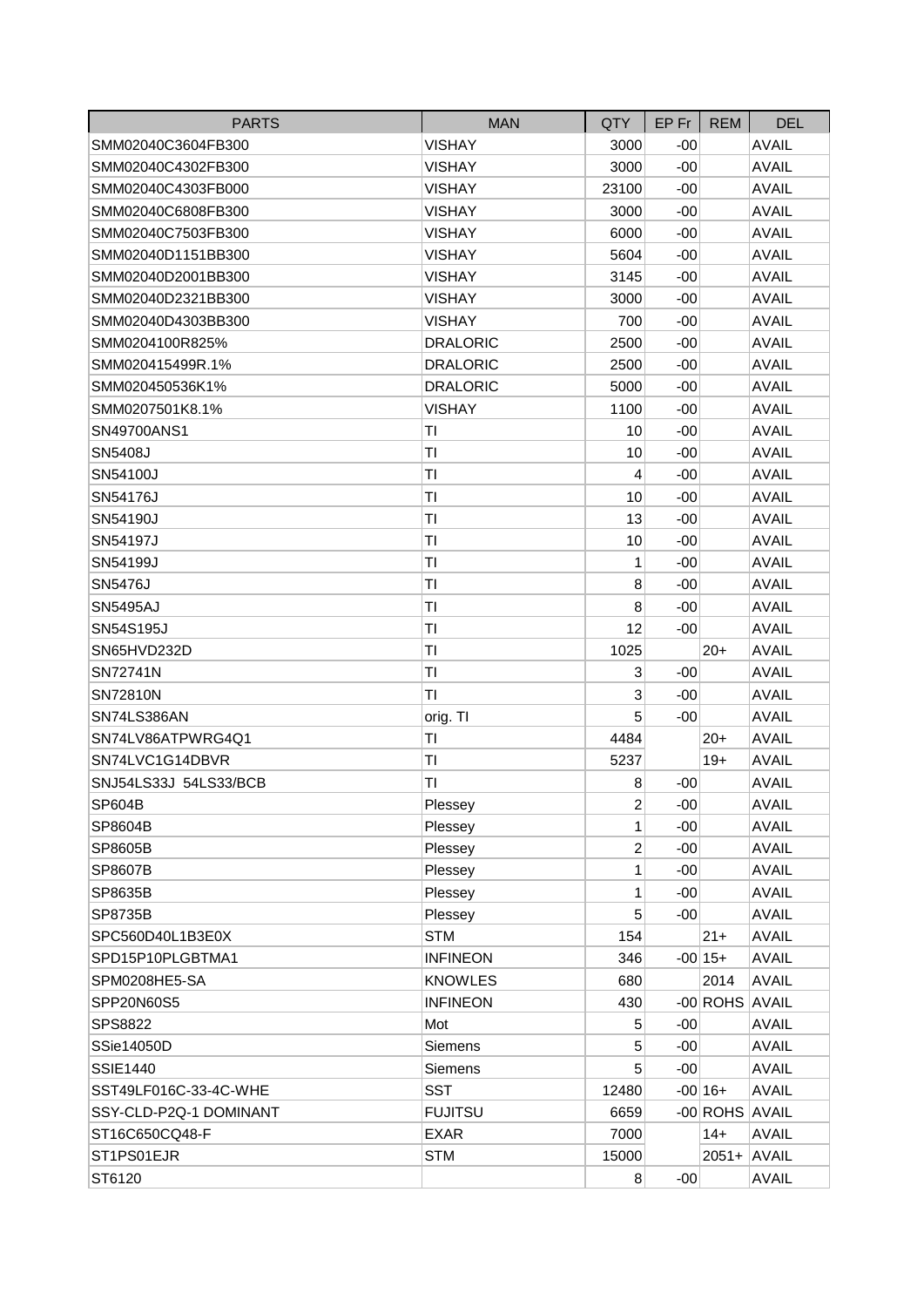| PARTS | MAN | QTY | EP Fr | REM | DEL |
|---|---|---|---|---|---|
| SMM02040C3604FB300 | VISHAY | 3000 | -00 | | AVAIL |
| SMM02040C4302FB300 | VISHAY | 3000 | -00 | | AVAIL |
| SMM02040C4303FB000 | VISHAY | 23100 | -00 | | AVAIL |
| SMM02040C6808FB300 | VISHAY | 3000 | -00 | | AVAIL |
| SMM02040C7503FB300 | VISHAY | 6000 | -00 | | AVAIL |
| SMM02040D1151BB300 | VISHAY | 5604 | -00 | | AVAIL |
| SMM02040D2001BB300 | VISHAY | 3145 | -00 | | AVAIL |
| SMM02040D2321BB300 | VISHAY | 3000 | -00 | | AVAIL |
| SMM02040D4303BB300 | VISHAY | 700 | -00 | | AVAIL |
| SMM0204100R825% | DRALORIC | 2500 | -00 | | AVAIL |
| SMM020415499R.1% | DRALORIC | 2500 | -00 | | AVAIL |
| SMM020450536K1% | DRALORIC | 5000 | -00 | | AVAIL |
| SMM0207501K8.1% | VISHAY | 1100 | -00 | | AVAIL |
| SN49700ANS1 | TI | 10 | -00 | | AVAIL |
| SN5408J | TI | 10 | -00 | | AVAIL |
| SN54100J | TI | 4 | -00 | | AVAIL |
| SN54176J | TI | 10 | -00 | | AVAIL |
| SN54190J | TI | 13 | -00 | | AVAIL |
| SN54197J | TI | 10 | -00 | | AVAIL |
| SN54199J | TI | 1 | -00 | | AVAIL |
| SN5476J | TI | 8 | -00 | | AVAIL |
| SN5495AJ | TI | 8 | -00 | | AVAIL |
| SN54S195J | TI | 12 | -00 | | AVAIL |
| SN65HVD232D | TI | 1025 | | 20+ | AVAIL |
| SN72741N | TI | 3 | -00 | | AVAIL |
| SN72810N | TI | 3 | -00 | | AVAIL |
| SN74LS386AN | orig. TI | 5 | -00 | | AVAIL |
| SN74LV86ATPWRG4Q1 | TI | 4484 | | 20+ | AVAIL |
| SN74LVC1G14DBVR | TI | 5237 | | 19+ | AVAIL |
| SNJ54LS33J 54LS33/BCB | TI | 8 | -00 | | AVAIL |
| SP604B | Plessey | 2 | -00 | | AVAIL |
| SP8604B | Plessey | 1 | -00 | | AVAIL |
| SP8605B | Plessey | 2 | -00 | | AVAIL |
| SP8607B | Plessey | 1 | -00 | | AVAIL |
| SP8635B | Plessey | 1 | -00 | | AVAIL |
| SP8735B | Plessey | 5 | -00 | | AVAIL |
| SPC560D40L1B3E0X | STM | 154 | | 21+ | AVAIL |
| SPD15P10PLGBTMA1 | INFINEON | 346 | -00 | 15+ | AVAIL |
| SPM0208HE5-SA | KNOWLES | 680 | | 2014 | AVAIL |
| SPP20N60S5 | INFINEON | 430 | -00 | ROHS | AVAIL |
| SPS8822 | Mot | 5 | -00 | | AVAIL |
| SSie14050D | Siemens | 5 | -00 | | AVAIL |
| SSIE1440 | Siemens | 5 | -00 | | AVAIL |
| SST49LF016C-33-4C-WHE | SST | 12480 | -00 | 16+ | AVAIL |
| SSY-CLD-P2Q-1 DOMINANT | FUJITSU | 6659 | -00 | ROHS | AVAIL |
| ST16C650CQ48-F | EXAR | 7000 | | 14+ | AVAIL |
| ST1PS01EJR | STM | 15000 | | 2051+ | AVAIL |
| ST6120 | | 8 | -00 | | AVAIL |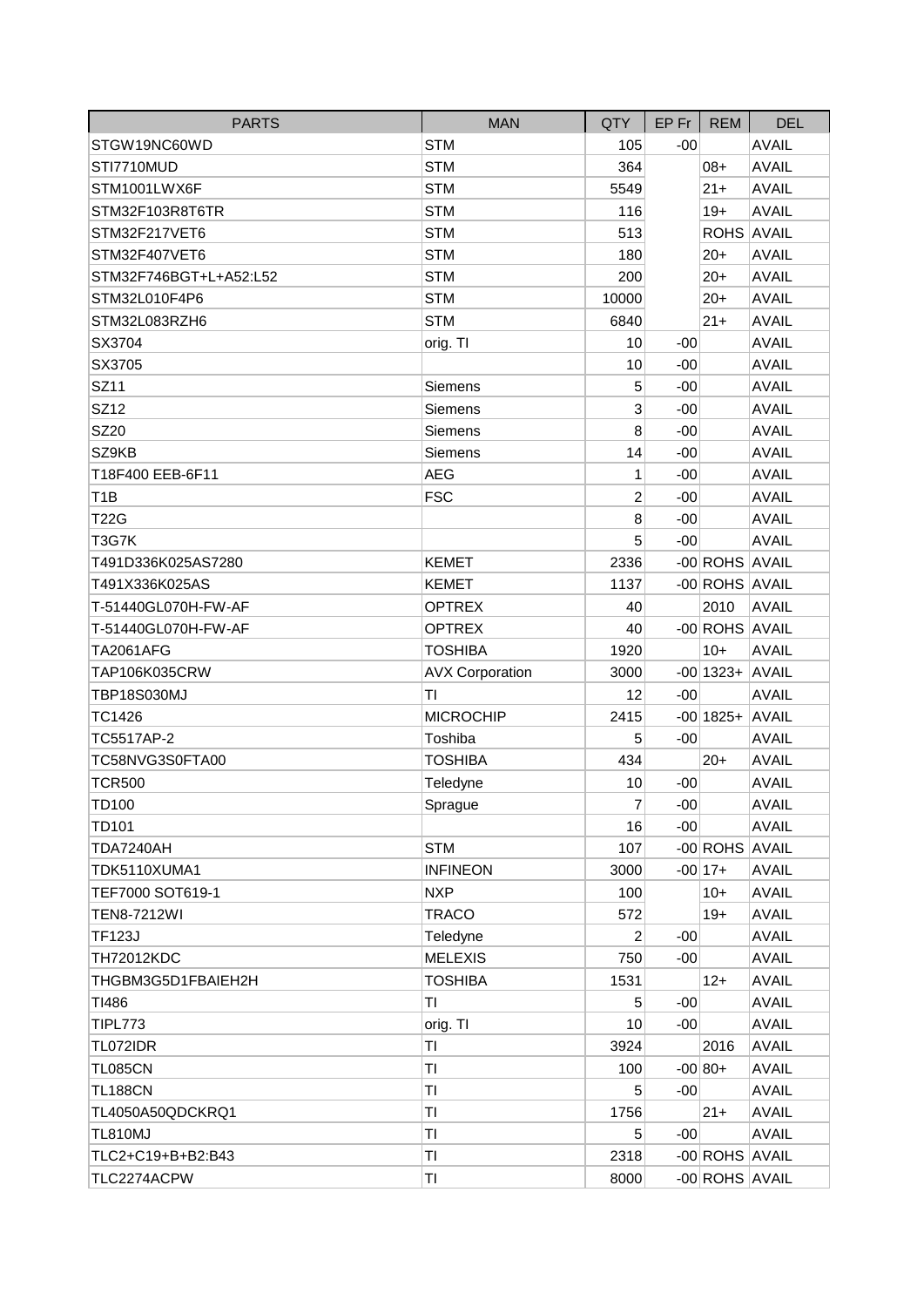| PARTS | MAN | QTY | EP Fr | REM | DEL |
|---|---|---|---|---|---|
| STGW19NC60WD | STM | 105 | -00 | | AVAIL |
| STI7710MUD | STM | 364 | | 08+ | AVAIL |
| STM1001LWX6F | STM | 5549 | | 21+ | AVAIL |
| STM32F103R8T6TR | STM | 116 | | 19+ | AVAIL |
| STM32F217VET6 | STM | 513 | | ROHS | AVAIL |
| STM32F407VET6 | STM | 180 | | 20+ | AVAIL |
| STM32F746BGT+L+A52:L52 | STM | 200 | | 20+ | AVAIL |
| STM32L010F4P6 | STM | 10000 | | 20+ | AVAIL |
| STM32L083RZH6 | STM | 6840 | | 21+ | AVAIL |
| SX3704 | orig. TI | 10 | -00 | | AVAIL |
| SX3705 | | 10 | -00 | | AVAIL |
| SZ11 | Siemens | 5 | -00 | | AVAIL |
| SZ12 | Siemens | 3 | -00 | | AVAIL |
| SZ20 | Siemens | 8 | -00 | | AVAIL |
| SZ9KB | Siemens | 14 | -00 | | AVAIL |
| T18F400 EEB-6F11 | AEG | 1 | -00 | | AVAIL |
| T1B | FSC | 2 | -00 | | AVAIL |
| T22G | | 8 | -00 | | AVAIL |
| T3G7K | | 5 | -00 | | AVAIL |
| T491D336K025AS7280 | KEMET | 2336 | -00 | ROHS | AVAIL |
| T491X336K025AS | KEMET | 1137 | -00 | ROHS | AVAIL |
| T-51440GL070H-FW-AF | OPTREX | 40 | | 2010 | AVAIL |
| T-51440GL070H-FW-AF | OPTREX | 40 | -00 | ROHS | AVAIL |
| TA2061AFG | TOSHIBA | 1920 | | 10+ | AVAIL |
| TAP106K035CRW | AVX Corporation | 3000 | -00 | 1323+ | AVAIL |
| TBP18S030MJ | TI | 12 | -00 | | AVAIL |
| TC1426 | MICROCHIP | 2415 | -00 | 1825+ | AVAIL |
| TC5517AP-2 | Toshiba | 5 | -00 | | AVAIL |
| TC58NVG3S0FTA00 | TOSHIBA | 434 | | 20+ | AVAIL |
| TCR500 | Teledyne | 10 | -00 | | AVAIL |
| TD100 | Sprague | 7 | -00 | | AVAIL |
| TD101 | | 16 | -00 | | AVAIL |
| TDA7240AH | STM | 107 | -00 | ROHS | AVAIL |
| TDK5110XUMA1 | INFINEON | 3000 | -00 | 17+ | AVAIL |
| TEF7000 SOT619-1 | NXP | 100 | | 10+ | AVAIL |
| TEN8-7212WI | TRACO | 572 | | 19+ | AVAIL |
| TF123J | Teledyne | 2 | -00 | | AVAIL |
| TH72012KDC | MELEXIS | 750 | -00 | | AVAIL |
| THGBM3G5D1FBAIEH2H | TOSHIBA | 1531 | | 12+ | AVAIL |
| TI486 | TI | 5 | -00 | | AVAIL |
| TIPL773 | orig. TI | 10 | -00 | | AVAIL |
| TL072IDR | TI | 3924 | | 2016 | AVAIL |
| TL085CN | TI | 100 | -00 | 80+ | AVAIL |
| TL188CN | TI | 5 | -00 | | AVAIL |
| TL4050A50QDCKRQ1 | TI | 1756 | | 21+ | AVAIL |
| TL810MJ | TI | 5 | -00 | | AVAIL |
| TLC2+C19+B+B2:B43 | TI | 2318 | -00 | ROHS | AVAIL |
| TLC2274ACPW | TI | 8000 | -00 | ROHS | AVAIL |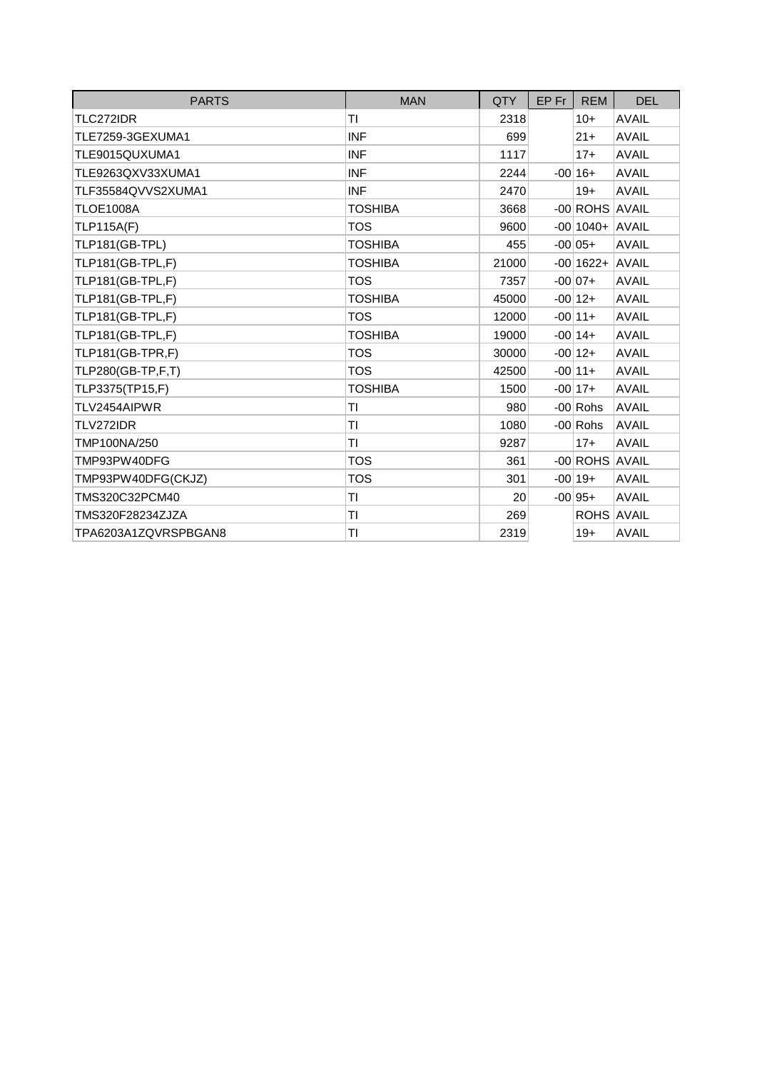| PARTS | MAN | QTY | EP Fr | REM | DEL |
|---|---|---|---|---|---|
| TLC272IDR | TI | 2318 | | 10+ | AVAIL |
| TLE7259-3GEXUMA1 | INF | 699 | | 21+ | AVAIL |
| TLE9015QUXUMA1 | INF | 1117 | | 17+ | AVAIL |
| TLE9263QXV33XUMA1 | INF | 2244 | -00 | 16+ | AVAIL |
| TLF35584QVVS2XUMA1 | INF | 2470 | | 19+ | AVAIL |
| TLOE1008A | TOSHIBA | 3668 | -00 | ROHS | AVAIL |
| TLP115A(F) | TOS | 9600 | -00 | 1040+ | AVAIL |
| TLP181(GB-TPL) | TOSHIBA | 455 | -00 | 05+ | AVAIL |
| TLP181(GB-TPL,F) | TOSHIBA | 21000 | -00 | 1622+ | AVAIL |
| TLP181(GB-TPL,F) | TOS | 7357 | -00 | 07+ | AVAIL |
| TLP181(GB-TPL,F) | TOSHIBA | 45000 | -00 | 12+ | AVAIL |
| TLP181(GB-TPL,F) | TOS | 12000 | -00 | 11+ | AVAIL |
| TLP181(GB-TPL,F) | TOSHIBA | 19000 | -00 | 14+ | AVAIL |
| TLP181(GB-TPR,F) | TOS | 30000 | -00 | 12+ | AVAIL |
| TLP280(GB-TP,F,T) | TOS | 42500 | -00 | 11+ | AVAIL |
| TLP3375(TP15,F) | TOSHIBA | 1500 | -00 | 17+ | AVAIL |
| TLV2454AIPWR | TI | 980 | -00 | Rohs | AVAIL |
| TLV272IDR | TI | 1080 | -00 | Rohs | AVAIL |
| TMP100NA/250 | TI | 9287 | | 17+ | AVAIL |
| TMP93PW40DFG | TOS | 361 | -00 | ROHS | AVAIL |
| TMP93PW40DFG(CKJZ) | TOS | 301 | -00 | 19+ | AVAIL |
| TMS320C32PCM40 | TI | 20 | -00 | 95+ | AVAIL |
| TMS320F28234ZJZA | TI | 269 | | ROHS | AVAIL |
| TPA6203A1ZQVRSPBGAN8 | TI | 2319 | | 19+ | AVAIL |